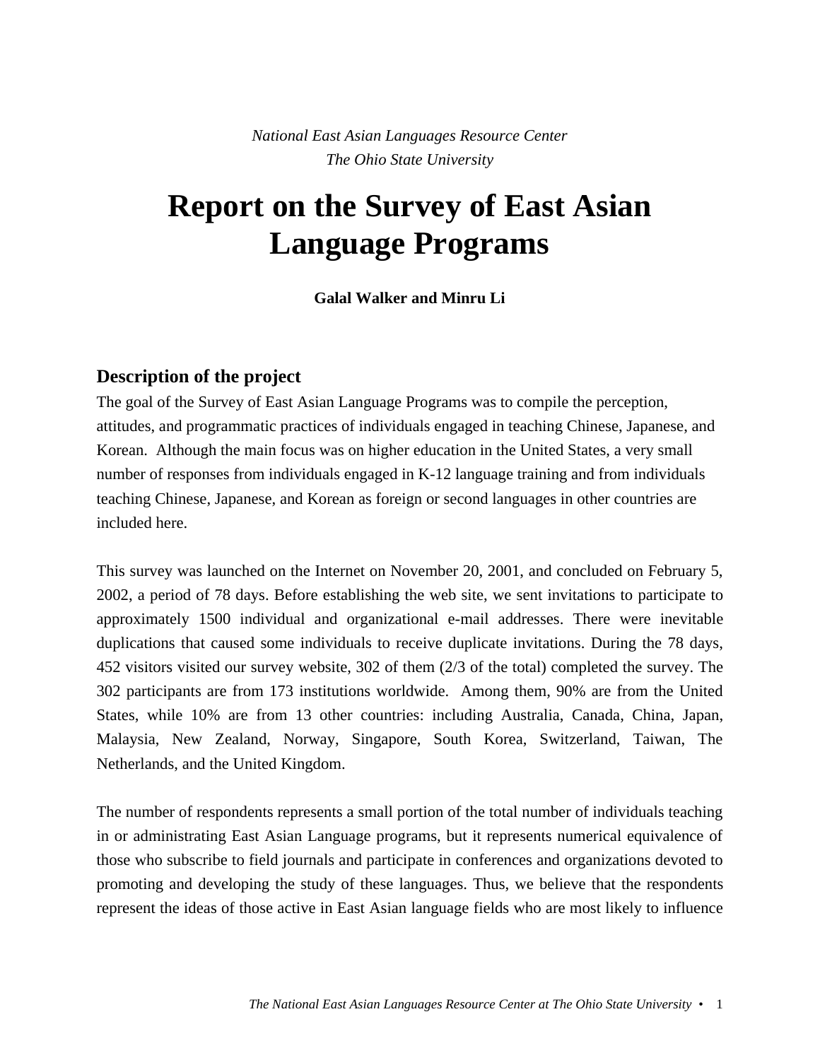*National East Asian Languages Resource Center*
*The Ohio State University*

# Report on the Survey of East Asian Language Programs

**Galal Walker and Minru Li**

## Description of the project

The goal of the Survey of East Asian Language Programs was to compile the perception, attitudes, and programmatic practices of individuals engaged in teaching Chinese, Japanese, and Korean. Although the main focus was on higher education in the United States, a very small number of responses from individuals engaged in K-12 language training and from individuals teaching Chinese, Japanese, and Korean as foreign or second languages in other countries are included here.

This survey was launched on the Internet on November 20, 2001, and concluded on February 5, 2002, a period of 78 days. Before establishing the web site, we sent invitations to participate to approximately 1500 individual and organizational e-mail addresses. There were inevitable duplications that caused some individuals to receive duplicate invitations. During the 78 days, 452 visitors visited our survey website, 302 of them (2/3 of the total) completed the survey. The 302 participants are from 173 institutions worldwide. Among them, 90% are from the United States, while 10% are from 13 other countries: including Australia, Canada, China, Japan, Malaysia, New Zealand, Norway, Singapore, South Korea, Switzerland, Taiwan, The Netherlands, and the United Kingdom.

The number of respondents represents a small portion of the total number of individuals teaching in or administrating East Asian Language programs, but it represents numerical equivalence of those who subscribe to field journals and participate in conferences and organizations devoted to promoting and developing the study of these languages. Thus, we believe that the respondents represent the ideas of those active in East Asian language fields who are most likely to influence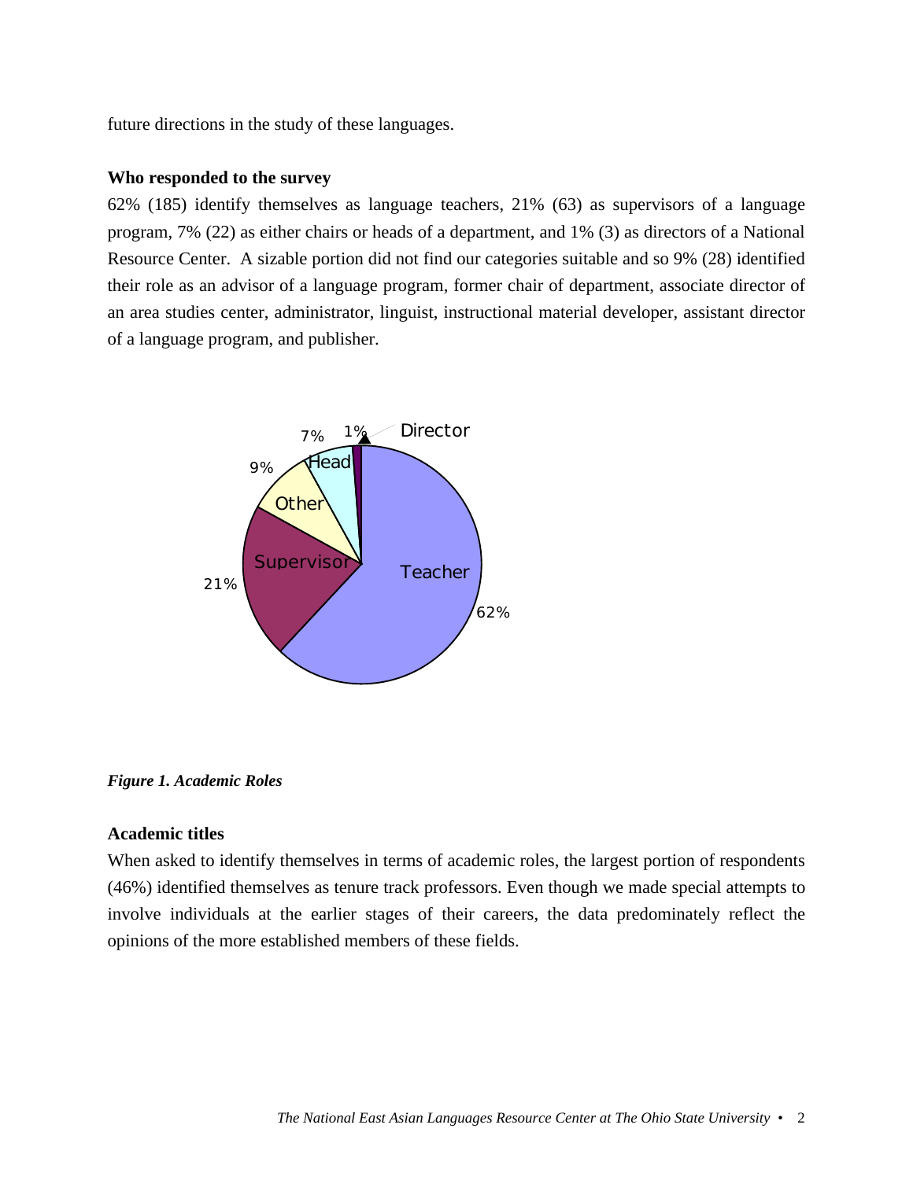future directions in the study of these languages.

**Who responded to the survey**

62% (185) identify themselves as language teachers, 21% (63) as supervisors of a language program, 7% (22) as either chairs or heads of a department, and 1% (3) as directors of a National Resource Center. A sizable portion did not find our categories suitable and so 9% (28) identified their role as an advisor of a language program, former chair of department, associate director of an area studies center, administrator, linguist, instructional material developer, assistant director of a language program, and publisher.

*Figure 1. Academic Roles*

**Academic titles**

When asked to identify themselves in terms of academic roles, the largest portion of respondents (46%) identified themselves as tenure track professors. Even though we made special attempts to involve individuals at the earlier stages of their careers, the data predominately reflect the opinions of the more established members of these fields.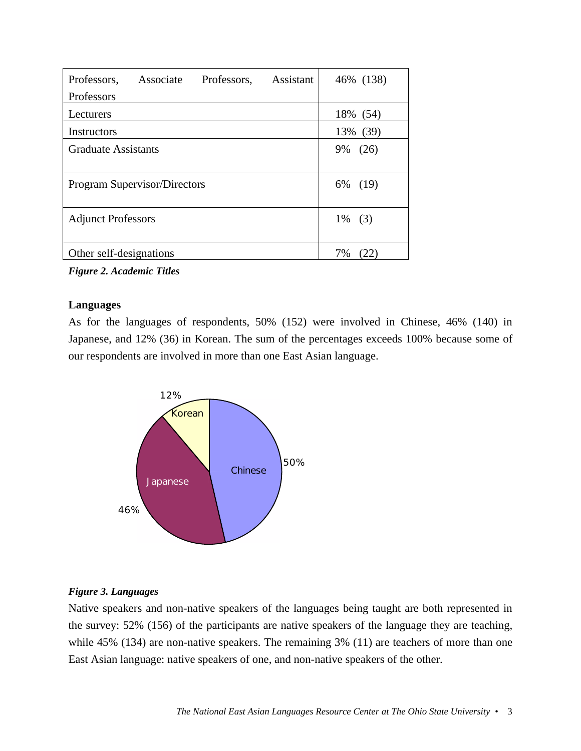| | |
|---|---|
| Professors, Associate Professors, Assistant Professors | 46% (138) |
| Lecturers | 18% (54) |
| Instructors | 13% (39) |
| Graduate Assistants | 9% (26) |
| Program Supervisor/Directors | 6% (19) |
| Adjunct Professors | 1% (3) |
| Other self-designations | 7% (22) |

***Figure 2. Academic Titles***

**Languages**

As for the languages of respondents, 50% (152) were involved in Chinese, 46% (140) in Japanese, and 12% (36) in Korean. The sum of the percentages exceeds 100% because some of our respondents are involved in more than one East Asian language.

***Figure 3. Languages***

Native speakers and non-native speakers of the languages being taught are both represented in the survey: 52% (156) of the participants are native speakers of the language they are teaching, while 45% (134) are non-native speakers. The remaining 3% (11) are teachers of more than one East Asian language: native speakers of one, and non-native speakers of the other.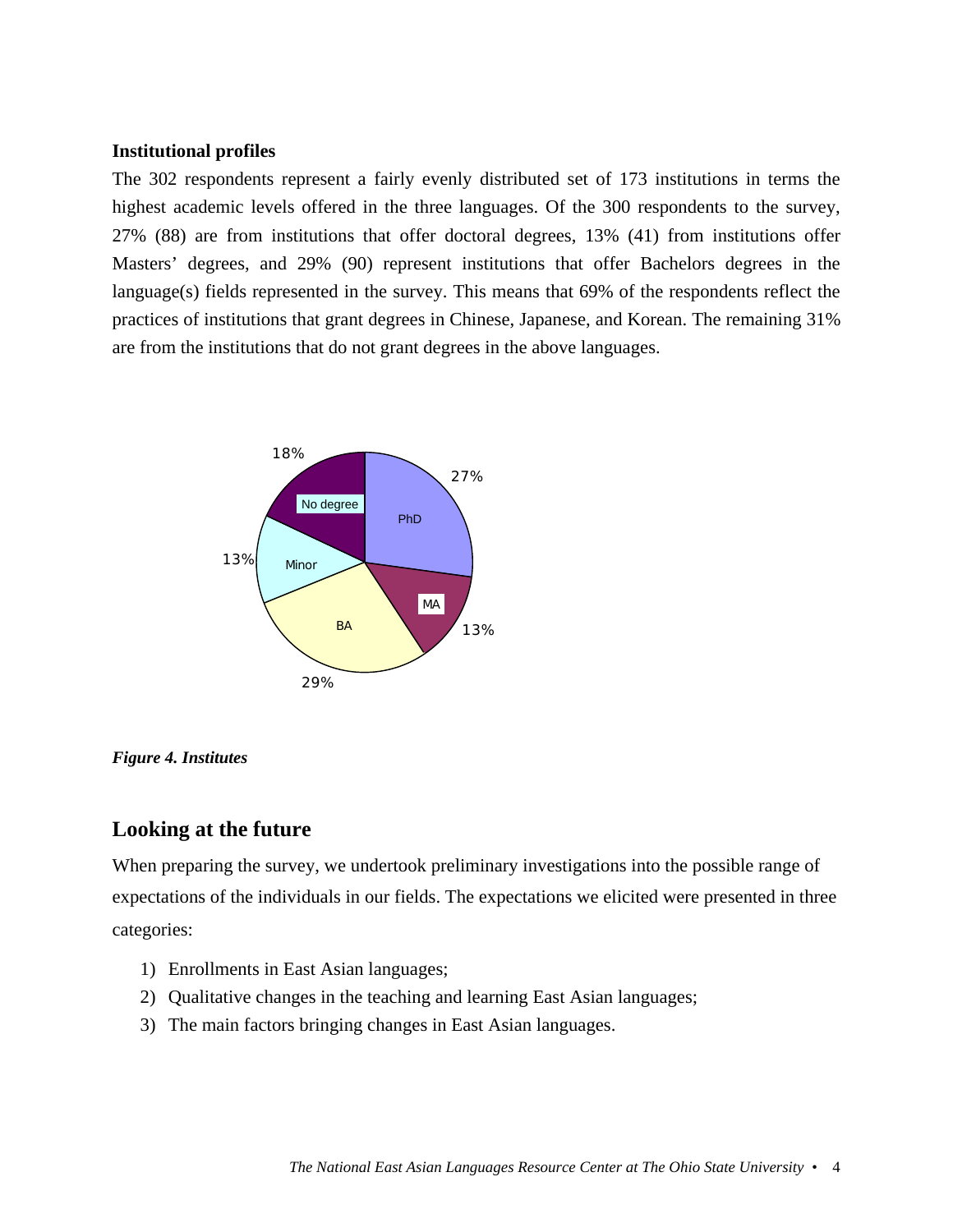**Institutional profiles**

The 302 respondents represent a fairly evenly distributed set of 173 institutions in terms the highest academic levels offered in the three languages. Of the 300 respondents to the survey, 27% (88) are from institutions that offer doctoral degrees, 13% (41) from institutions offer Masters' degrees, and 29% (90) represent institutions that offer Bachelors degrees in the language(s) fields represented in the survey. This means that 69% of the respondents reflect the practices of institutions that grant degrees in Chinese, Japanese, and Korean. The remaining 31% are from the institutions that do not grant degrees in the above languages.

*Figure 4. Institutes*

## Looking at the future

When preparing the survey, we undertook preliminary investigations into the possible range of expectations of the individuals in our fields. The expectations we elicited were presented in three categories:

1) Enrollments in East Asian languages;
2) Qualitative changes in the teaching and learning East Asian languages;
3) The main factors bringing changes in East Asian languages.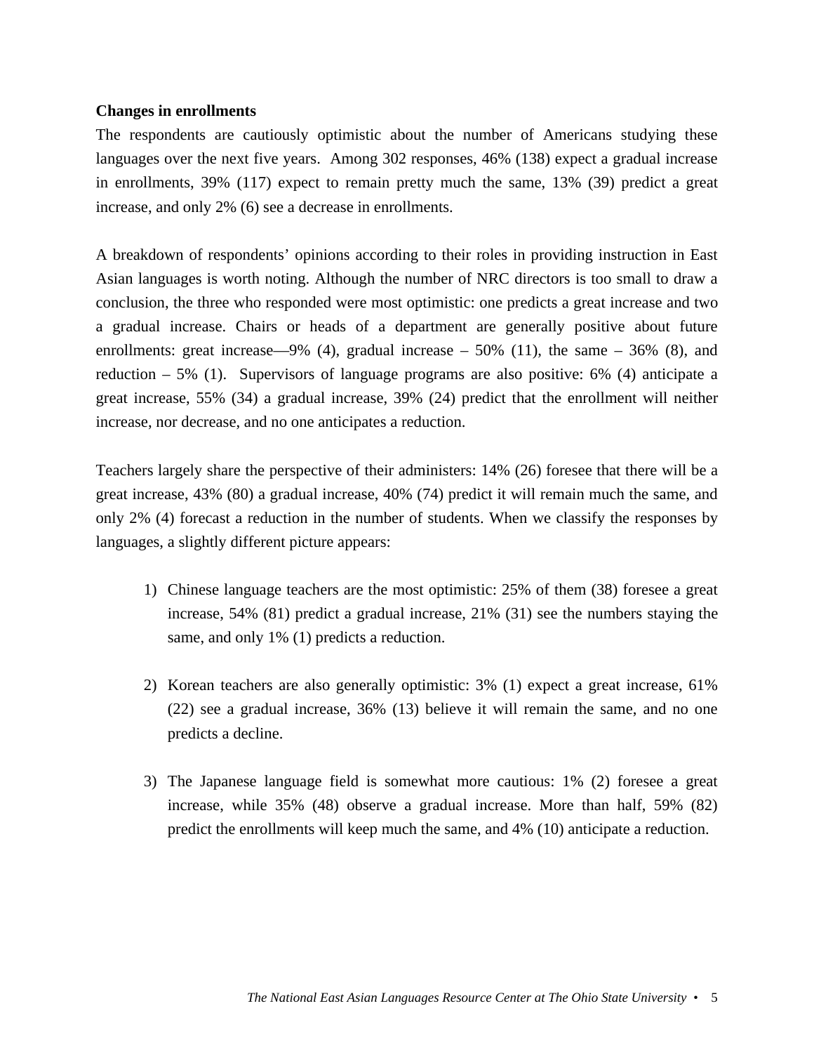**Changes in enrollments**

The respondents are cautiously optimistic about the number of Americans studying these languages over the next five years. Among 302 responses, 46% (138) expect a gradual increase in enrollments, 39% (117) expect to remain pretty much the same, 13% (39) predict a great increase, and only 2% (6) see a decrease in enrollments.

A breakdown of respondents' opinions according to their roles in providing instruction in East Asian languages is worth noting. Although the number of NRC directors is too small to draw a conclusion, the three who responded were most optimistic: one predicts a great increase and two a gradual increase. Chairs or heads of a department are generally positive about future enrollments: great increase—9% (4), gradual increase – 50% (11), the same – 36% (8), and reduction – 5% (1). Supervisors of language programs are also positive: 6% (4) anticipate a great increase, 55% (34) a gradual increase, 39% (24) predict that the enrollment will neither increase, nor decrease, and no one anticipates a reduction.

Teachers largely share the perspective of their administers: 14% (26) foresee that there will be a great increase, 43% (80) a gradual increase, 40% (74) predict it will remain much the same, and only 2% (4) forecast a reduction in the number of students. When we classify the responses by languages, a slightly different picture appears:

1) Chinese language teachers are the most optimistic: 25% of them (38) foresee a great increase, 54% (81) predict a gradual increase, 21% (31) see the numbers staying the same, and only 1% (1) predicts a reduction.

2) Korean teachers are also generally optimistic: 3% (1) expect a great increase, 61% (22) see a gradual increase, 36% (13) believe it will remain the same, and no one predicts a decline.

3) The Japanese language field is somewhat more cautious: 1% (2) foresee a great increase, while 35% (48) observe a gradual increase. More than half, 59% (82) predict the enrollments will keep much the same, and 4% (10) anticipate a reduction.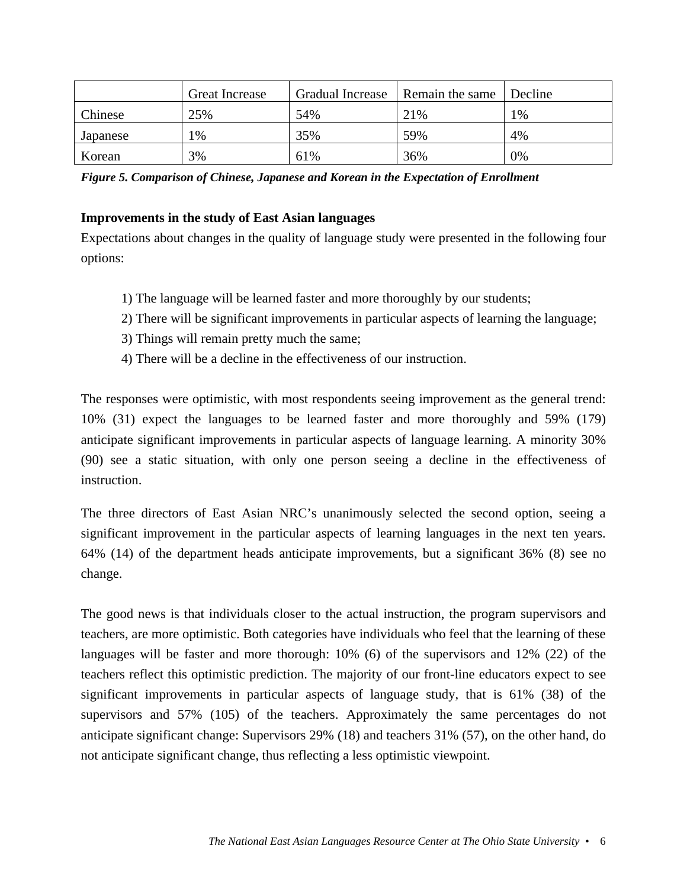| | Great Increase | Gradual Increase | Remain the same | Decline |
|---|---|---|---|---|
| Chinese | 25% | 54% | 21% | 1% |
| Japanese | 1% | 35% | 59% | 4% |
| Korean | 3% | 61% | 36% | 0% |

***Figure 5. Comparison of Chinese, Japanese and Korean in the Expectation of Enrollment***

**Improvements in the study of East Asian languages**

Expectations about changes in the quality of language study were presented in the following four options:

1) The language will be learned faster and more thoroughly by our students;
2) There will be significant improvements in particular aspects of learning the language;
3) Things will remain pretty much the same;
4) There will be a decline in the effectiveness of our instruction.

The responses were optimistic, with most respondents seeing improvement as the general trend: 10% (31) expect the languages to be learned faster and more thoroughly and 59% (179) anticipate significant improvements in particular aspects of language learning. A minority 30% (90) see a static situation, with only one person seeing a decline in the effectiveness of instruction.

The three directors of East Asian NRC's unanimously selected the second option, seeing a significant improvement in the particular aspects of learning languages in the next ten years. 64% (14) of the department heads anticipate improvements, but a significant 36% (8) see no change.

The good news is that individuals closer to the actual instruction, the program supervisors and teachers, are more optimistic. Both categories have individuals who feel that the learning of these languages will be faster and more thorough: 10% (6) of the supervisors and 12% (22) of the teachers reflect this optimistic prediction. The majority of our front-line educators expect to see significant improvements in particular aspects of language study, that is 61% (38) of the supervisors and 57% (105) of the teachers. Approximately the same percentages do not anticipate significant change: Supervisors 29% (18) and teachers 31% (57), on the other hand, do not anticipate significant change, thus reflecting a less optimistic viewpoint.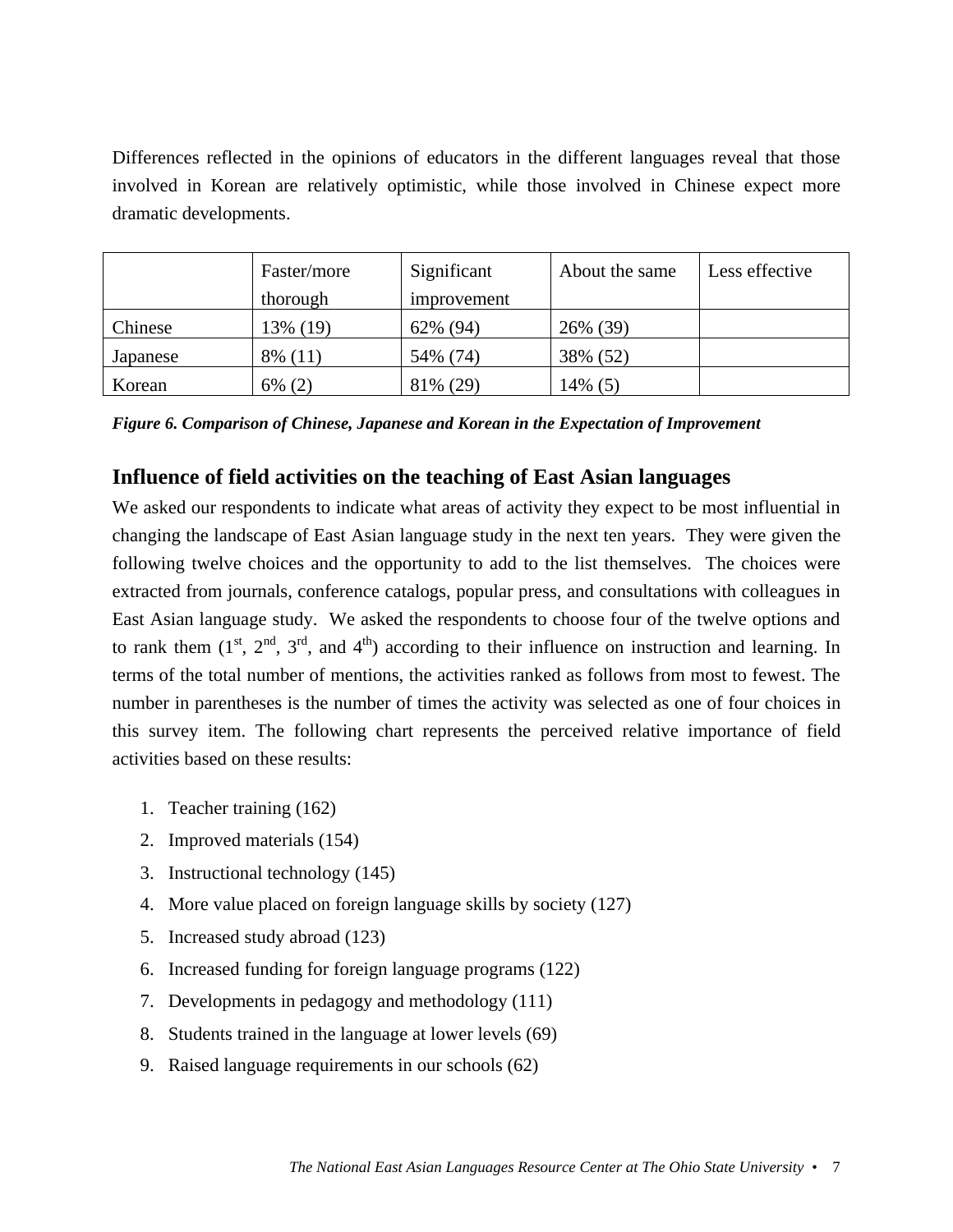Differences reflected in the opinions of educators in the different languages reveal that those involved in Korean are relatively optimistic, while those involved in Chinese expect more dramatic developments.

| | Faster/more thorough | Significant improvement | About the same | Less effective |
|---|---|---|---|---|
| Chinese | 13% (19) | 62% (94) | 26% (39) | |
| Japanese | 8% (11) | 54% (74) | 38% (52) | |
| Korean | 6% (2) | 81% (29) | 14% (5) | |

***Figure 6. Comparison of Chinese, Japanese and Korean in the Expectation of Improvement***

## Influence of field activities on the teaching of East Asian languages

We asked our respondents to indicate what areas of activity they expect to be most influential in changing the landscape of East Asian language study in the next ten years. They were given the following twelve choices and the opportunity to add to the list themselves. The choices were extracted from journals, conference catalogs, popular press, and consultations with colleagues in East Asian language study. We asked the respondents to choose four of the twelve options and to rank them (1st, 2nd, 3rd, and 4th) according to their influence on instruction and learning. In terms of the total number of mentions, the activities ranked as follows from most to fewest. The number in parentheses is the number of times the activity was selected as one of four choices in this survey item. The following chart represents the perceived relative importance of field activities based on these results:

1. Teacher training (162)
2. Improved materials (154)
3. Instructional technology (145)
4. More value placed on foreign language skills by society (127)
5. Increased study abroad (123)
6. Increased funding for foreign language programs (122)
7. Developments in pedagogy and methodology (111)
8. Students trained in the language at lower levels (69)
9. Raised language requirements in our schools (62)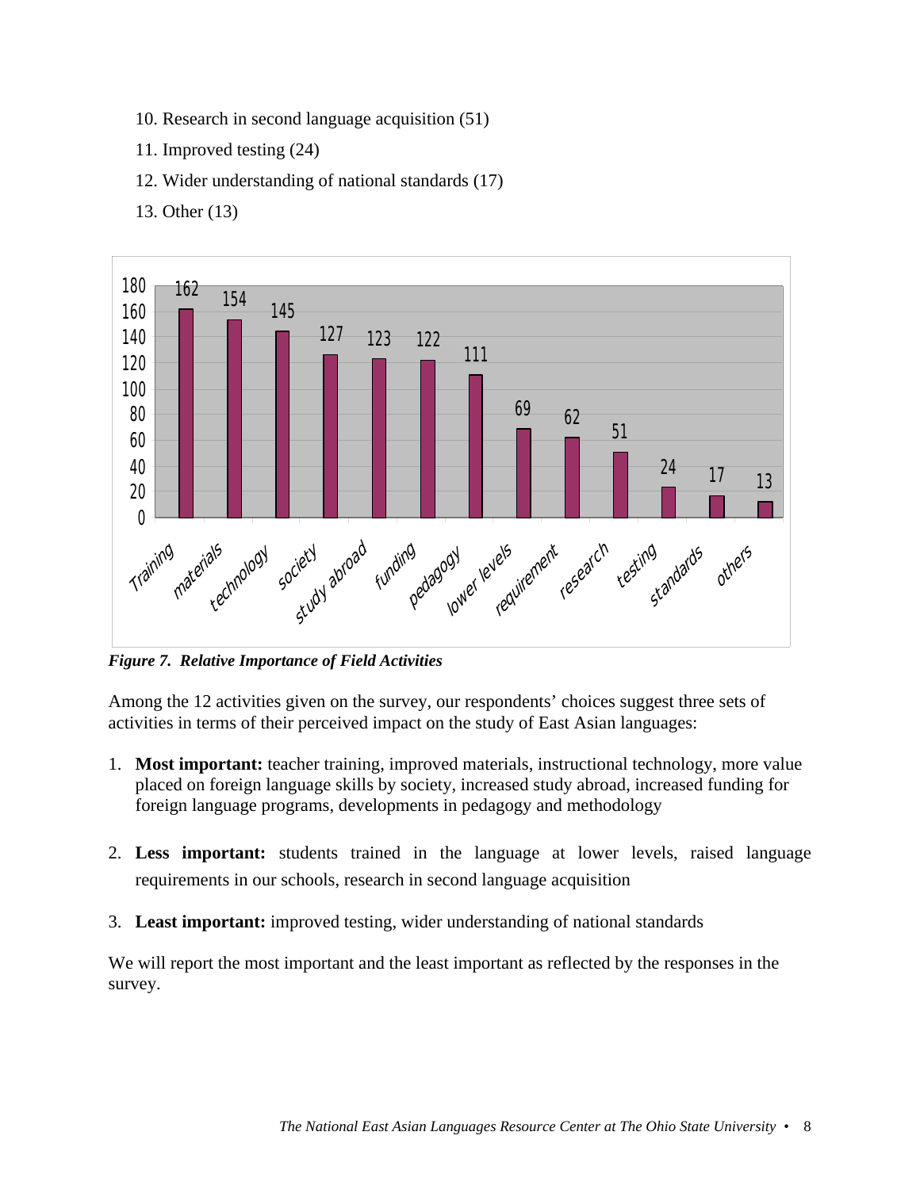10. Research in second language acquisition (51)
11. Improved testing (24)
12. Wider understanding of national standards (17)
13. Other (13)

| Activity | Count |
|---|---|
| Training | 162 |
| materials | 154 |
| technology | 145 |
| society | 127 |
| study abroad | 123 |
| funding | 122 |
| pedagogy | 111 |
| lower levels | 69 |
| requirement | 62 |
| research | 51 |
| testing | 24 |
| standards | 17 |
| others | 13 |

***Figure 7. Relative Importance of Field Activities***

Among the 12 activities given on the survey, our respondents' choices suggest three sets of activities in terms of their perceived impact on the study of East Asian languages:

1. **Most important:** teacher training, improved materials, instructional technology, more value placed on foreign language skills by society, increased study abroad, increased funding for foreign language programs, developments in pedagogy and methodology

2. **Less important:** students trained in the language at lower levels, raised language requirements in our schools, research in second language acquisition

3. **Least important:** improved testing, wider understanding of national standards

We will report the most important and the least important as reflected by the responses in the survey.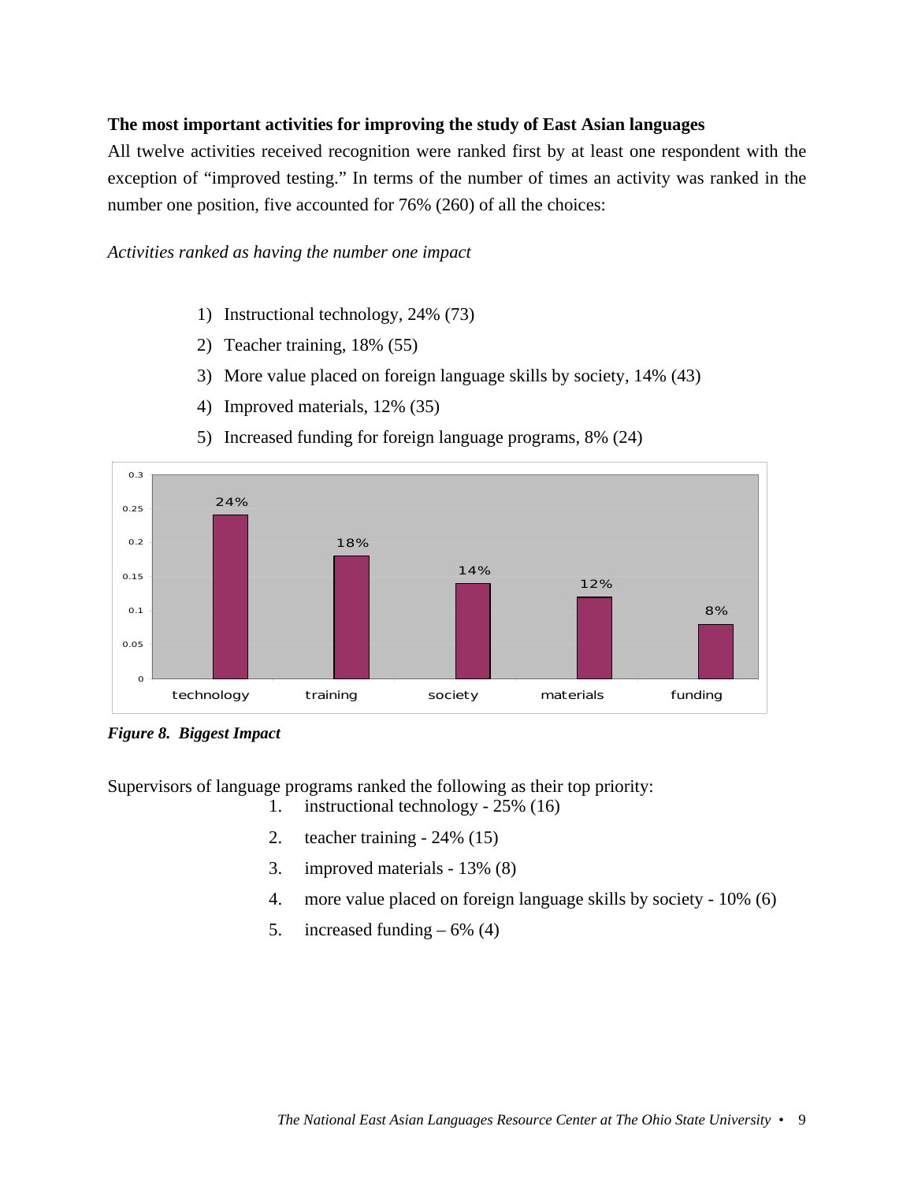**The most important activities for improving the study of East Asian languages**

All twelve activities received recognition were ranked first by at least one respondent with the exception of "improved testing." In terms of the number of times an activity was ranked in the number one position, five accounted for 76% (260) of all the choices:

*Activities ranked as having the number one impact*

1) Instructional technology, 24% (73)
2) Teacher training, 18% (55)
3) More value placed on foreign language skills by society, 14% (43)
4) Improved materials, 12% (35)
5) Increased funding for foreign language programs, 8% (24)

| | technology | training | society | materials | funding |
|---|---|---|---|---|---|
| | 24% | 18% | 14% | 12% | 8% |

***Figure 8. Biggest Impact***

Supervisors of language programs ranked the following as their top priority:

1. instructional technology - 25% (16)
2. teacher training - 24% (15)
3. improved materials - 13% (8)
4. more value placed on foreign language skills by society - 10% (6)
5. increased funding – 6% (4)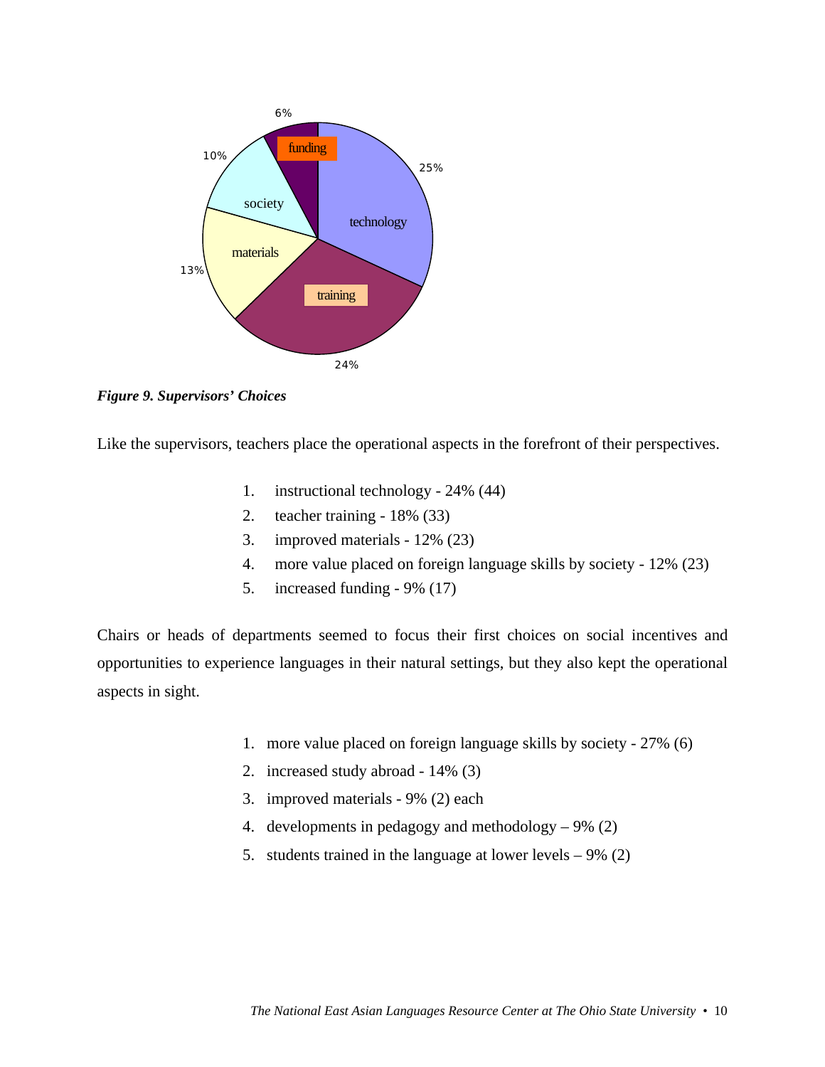*Figure 9. Supervisors' Choices*

Like the supervisors, teachers place the operational aspects in the forefront of their perspectives.

1. instructional technology - 24% (44)
2. teacher training - 18% (33)
3. improved materials - 12% (23)
4. more value placed on foreign language skills by society - 12% (23)
5. increased funding - 9% (17)

Chairs or heads of departments seemed to focus their first choices on social incentives and opportunities to experience languages in their natural settings, but they also kept the operational aspects in sight.

1. more value placed on foreign language skills by society - 27% (6)
2. increased study abroad - 14% (3)
3. improved materials - 9% (2) each
4. developments in pedagogy and methodology – 9% (2)
5. students trained in the language at lower levels – 9% (2)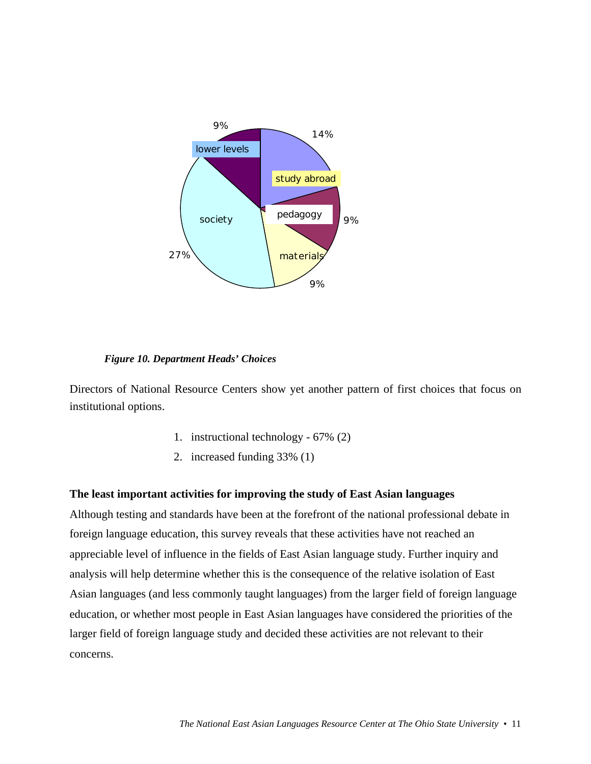*Figure 10. Department Heads' Choices*

Directors of National Resource Centers show yet another pattern of first choices that focus on institutional options.

1. instructional technology - 67% (2)
2. increased funding 33% (1)

**The least important activities for improving the study of East Asian languages**

Although testing and standards have been at the forefront of the national professional debate in foreign language education, this survey reveals that these activities have not reached an appreciable level of influence in the fields of East Asian language study. Further inquiry and analysis will help determine whether this is the consequence of the relative isolation of East Asian languages (and less commonly taught languages) from the larger field of foreign language education, or whether most people in East Asian languages have considered the priorities of the larger field of foreign language study and decided these activities are not relevant to their concerns.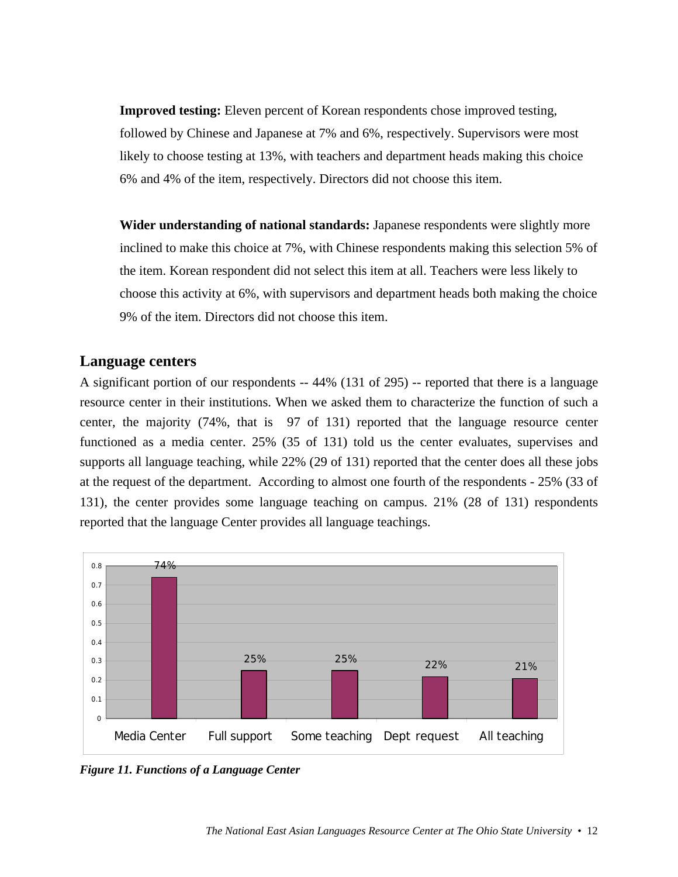**Improved testing:** Eleven percent of Korean respondents chose improved testing, followed by Chinese and Japanese at 7% and 6%, respectively. Supervisors were most likely to choose testing at 13%, with teachers and department heads making this choice 6% and 4% of the item, respectively. Directors did not choose this item.

**Wider understanding of national standards:** Japanese respondents were slightly more inclined to make this choice at 7%, with Chinese respondents making this selection 5% of the item. Korean respondent did not select this item at all. Teachers were less likely to choose this activity at 6%, with supervisors and department heads both making the choice 9% of the item. Directors did not choose this item.

## Language centers

A significant portion of our respondents -- 44% (131 of 295) -- reported that there is a language resource center in their institutions. When we asked them to characterize the function of such a center, the majority (74%, that is 97 of 131) reported that the language resource center functioned as a media center. 25% (35 of 131) told us the center evaluates, supervises and supports all language teaching, while 22% (29 of 131) reported that the center does all these jobs at the request of the department. According to almost one fourth of the respondents - 25% (33 of 131), the center provides some language teaching on campus. 21% (28 of 131) respondents reported that the language Center provides all language teachings.

| Function | Percentage |
|---|---|
| Media Center | 74% |
| Full support | 25% |
| Some teaching | 25% |
| Dept request | 22% |
| All teaching | 21% |

*Figure 11. Functions of a Language Center*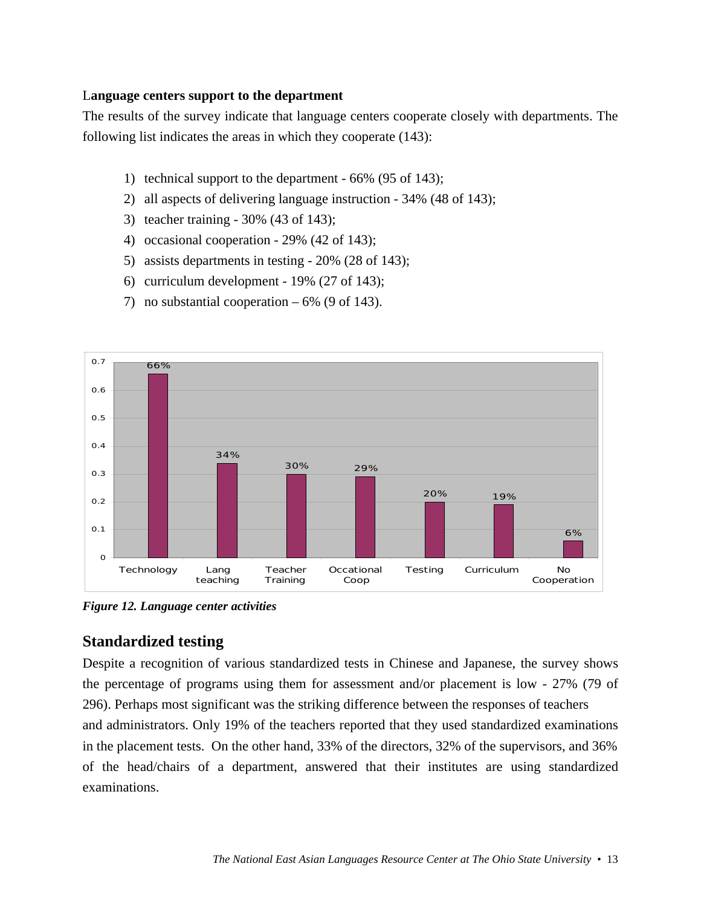**Language centers support to the department**

The results of the survey indicate that language centers cooperate closely with departments. The following list indicates the areas in which they cooperate (143):

1) technical support to the department - 66% (95 of 143);
2) all aspects of delivering language instruction - 34% (48 of 143);
3) teacher training - 30% (43 of 143);
4) occasional cooperation - 29% (42 of 143);
5) assists departments in testing - 20% (28 of 143);
6) curriculum development - 19% (27 of 143);
7) no substantial cooperation – 6% (9 of 143).

*Figure 12. Language center activities*

## Standardized testing

Despite a recognition of various standardized tests in Chinese and Japanese, the survey shows the percentage of programs using them for assessment and/or placement is low - 27% (79 of 296). Perhaps most significant was the striking difference between the responses of teachers and administrators. Only 19% of the teachers reported that they used standardized examinations in the placement tests. On the other hand, 33% of the directors, 32% of the supervisors, and 36% of the head/chairs of a department, answered that their institutes are using standardized examinations.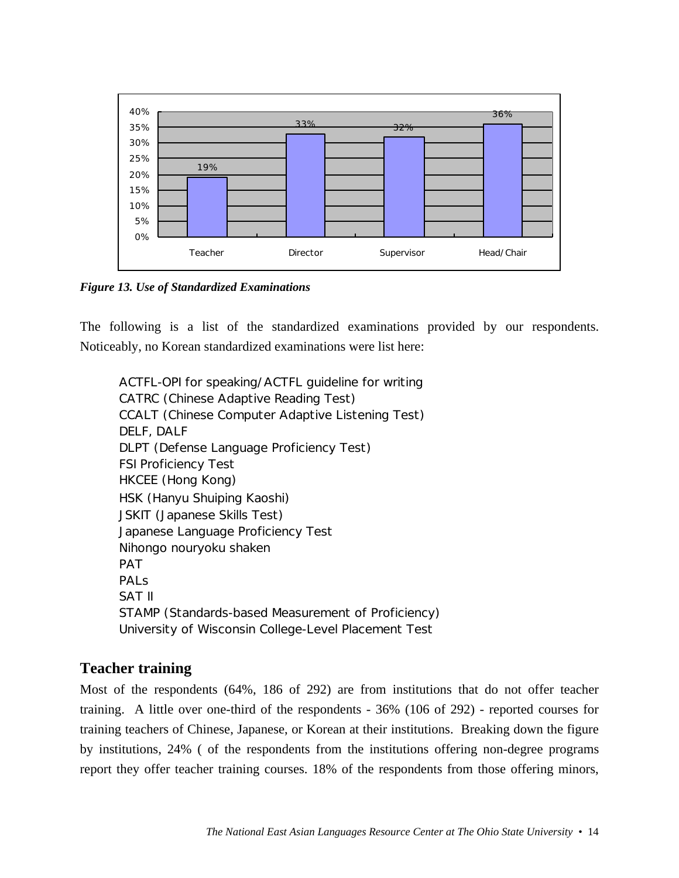| | Teacher | Director | Supervisor | Head/Chair |
| --- | --- | --- | --- | --- |
| Use of standardized examinations | 19% | 33% | 32% | 36% |

*Figure 13. Use of Standardized Examinations*

The following is a list of the standardized examinations provided by our respondents. Noticeably, no Korean standardized examinations were list here:

ACTFL-OPI for speaking/ACTFL guideline for writing
CATRC (Chinese Adaptive Reading Test)
CCALT (Chinese Computer Adaptive Listening Test)
DELF, DALF
DLPT (Defense Language Proficiency Test)
FSI Proficiency Test
HKCEE (Hong Kong)
HSK (Hanyu Shuiping Kaoshi)
JSKIT (Japanese Skills Test)
Japanese Language Proficiency Test
Nihongo nouryoku shaken
PAT
PALs
SAT II
STAMP (Standards-based Measurement of Proficiency)
University of Wisconsin College-Level Placement Test

## Teacher training

Most of the respondents (64%, 186 of 292) are from institutions that do not offer teacher training. A little over one-third of the respondents - 36% (106 of 292) - reported courses for training teachers of Chinese, Japanese, or Korean at their institutions. Breaking down the figure by institutions, 24% ( of the respondents from the institutions offering non-degree programs report they offer teacher training courses. 18% of the respondents from those offering minors,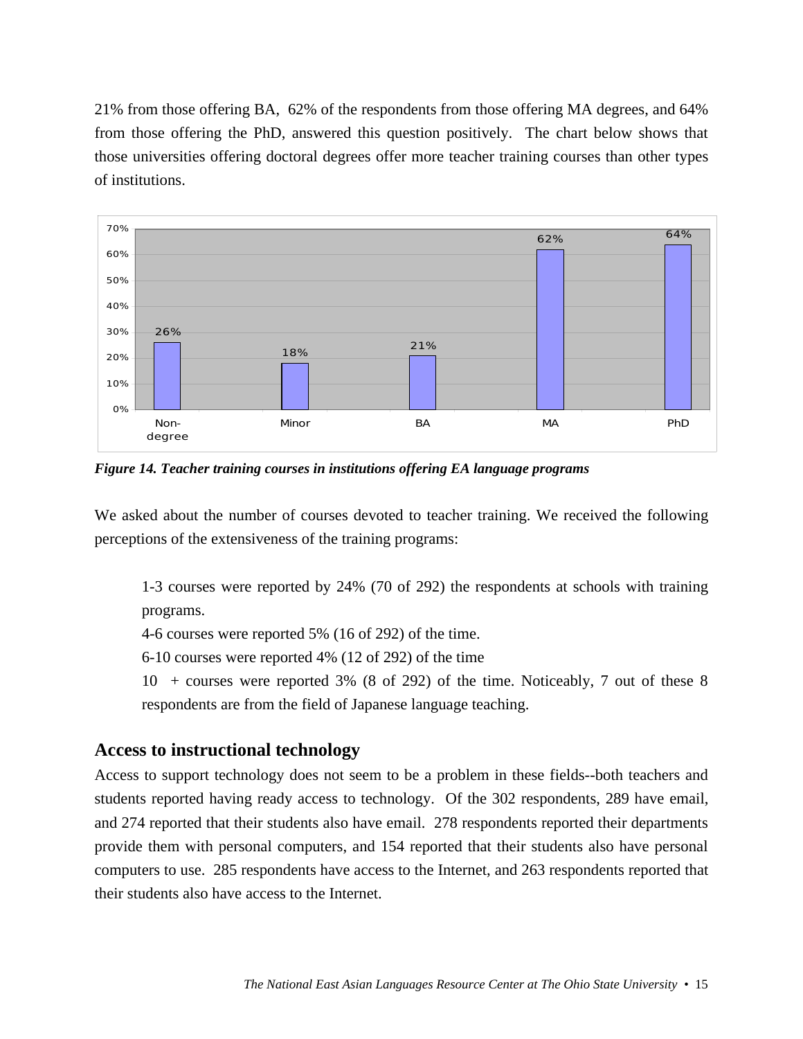21% from those offering BA, 62% of the respondents from those offering MA degrees, and 64% from those offering the PhD, answered this question positively. The chart below shows that those universities offering doctoral degrees offer more teacher training courses than other types of institutions.

*Figure 14. Teacher training courses in institutions offering EA language programs*

We asked about the number of courses devoted to teacher training. We received the following perceptions of the extensiveness of the training programs:

> 1-3 courses were reported by 24% (70 of 292) the respondents at schools with training programs.
>
> 4-6 courses were reported 5% (16 of 292) of the time.
>
> 6-10 courses were reported 4% (12 of 292) of the time
>
> 10 + courses were reported 3% (8 of 292) of the time. Noticeably, 7 out of these 8 respondents are from the field of Japanese language teaching.

## Access to instructional technology

Access to support technology does not seem to be a problem in these fields--both teachers and students reported having ready access to technology. Of the 302 respondents, 289 have email, and 274 reported that their students also have email. 278 respondents reported their departments provide them with personal computers, and 154 reported that their students also have personal computers to use. 285 respondents have access to the Internet, and 263 respondents reported that their students also have access to the Internet.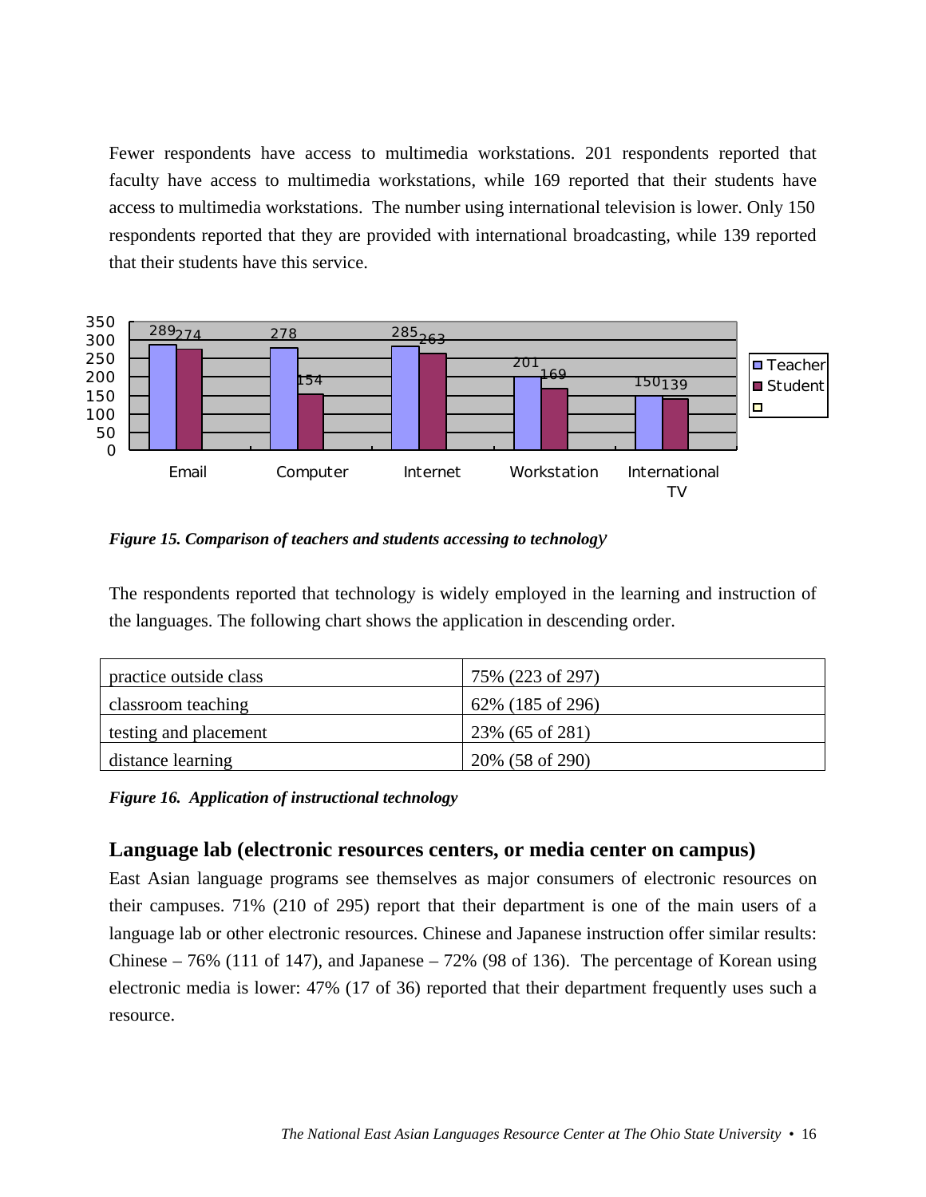Fewer respondents have access to multimedia workstations. 201 respondents reported that faculty have access to multimedia workstations, while 169 reported that their students have access to multimedia workstations. The number using international television is lower. Only 150 respondents reported that they are provided with international broadcasting, while 139 reported that their students have this service.

*Figure 15. Comparison of teachers and students accessing to technology*

The respondents reported that technology is widely employed in the learning and instruction of the languages. The following chart shows the application in descending order.

| practice outside class | 75% (223 of 297) |
|---|---|
| classroom teaching | 62% (185 of 296) |
| testing and placement | 23% (65 of 281) |
| distance learning | 20% (58 of 290) |

*Figure 16. Application of instructional technology*

## Language lab (electronic resources centers, or media center on campus)

East Asian language programs see themselves as major consumers of electronic resources on their campuses. 71% (210 of 295) report that their department is one of the main users of a language lab or other electronic resources. Chinese and Japanese instruction offer similar results: Chinese – 76% (111 of 147), and Japanese – 72% (98 of 136). The percentage of Korean using electronic media is lower: 47% (17 of 36) reported that their department frequently uses such a resource.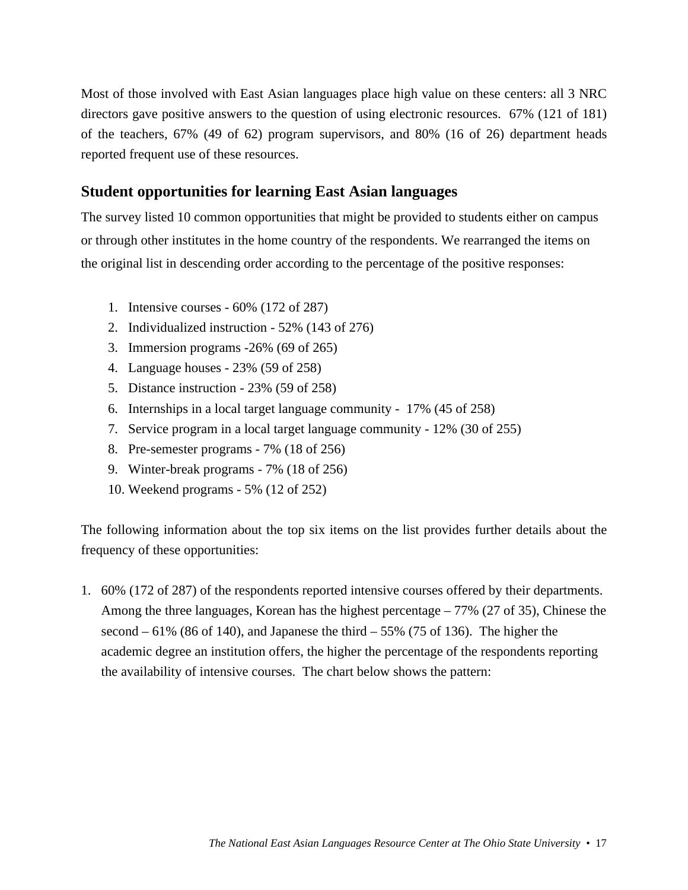Most of those involved with East Asian languages place high value on these centers: all 3 NRC directors gave positive answers to the question of using electronic resources. 67% (121 of 181) of the teachers, 67% (49 of 62) program supervisors, and 80% (16 of 26) department heads reported frequent use of these resources.

## Student opportunities for learning East Asian languages

The survey listed 10 common opportunities that might be provided to students either on campus or through other institutes in the home country of the respondents. We rearranged the items on the original list in descending order according to the percentage of the positive responses:

1. Intensive courses - 60% (172 of 287)
2. Individualized instruction - 52% (143 of 276)
3. Immersion programs -26% (69 of 265)
4. Language houses - 23% (59 of 258)
5. Distance instruction - 23% (59 of 258)
6. Internships in a local target language community - 17% (45 of 258)
7. Service program in a local target language community - 12% (30 of 255)
8. Pre-semester programs - 7% (18 of 256)
9. Winter-break programs - 7% (18 of 256)
10. Weekend programs - 5% (12 of 252)

The following information about the top six items on the list provides further details about the frequency of these opportunities:

1. 60% (172 of 287) of the respondents reported intensive courses offered by their departments. Among the three languages, Korean has the highest percentage – 77% (27 of 35), Chinese the second – 61% (86 of 140), and Japanese the third – 55% (75 of 136). The higher the academic degree an institution offers, the higher the percentage of the respondents reporting the availability of intensive courses. The chart below shows the pattern: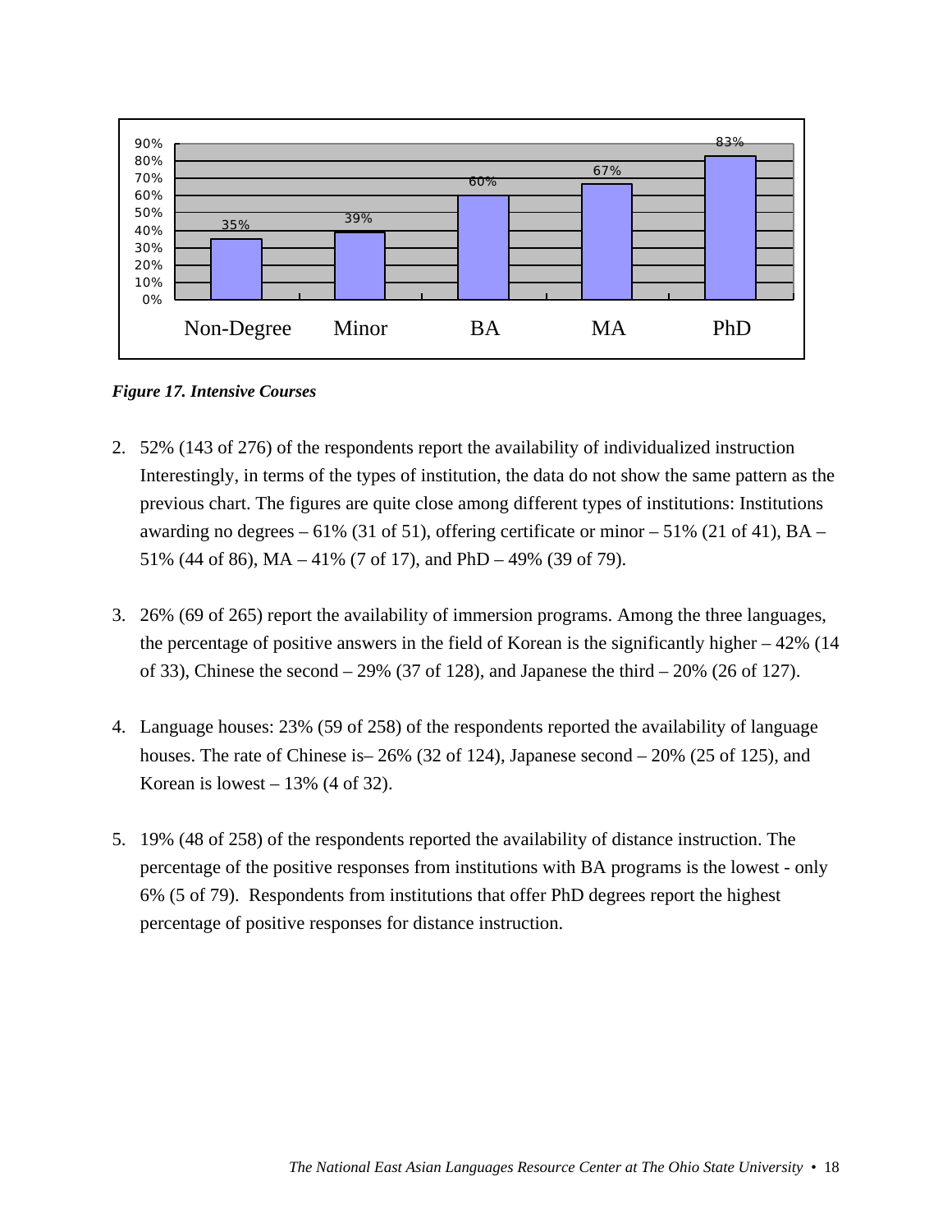| Non-Degree | Minor | BA | MA | PhD |
|---|---|---|---|---|
| 35% | 39% | 60% | 67% | 83% |

***Figure 17. Intensive Courses***

2. 52% (143 of 276) of the respondents report the availability of individualized instruction Interestingly, in terms of the types of institution, the data do not show the same pattern as the previous chart. The figures are quite close among different types of institutions: Institutions awarding no degrees – 61% (31 of 51), offering certificate or minor – 51% (21 of 41), BA – 51% (44 of 86), MA – 41% (7 of 17), and PhD – 49% (39 of 79).

3. 26% (69 of 265) report the availability of immersion programs. Among the three languages, the percentage of positive answers in the field of Korean is the significantly higher – 42% (14 of 33), Chinese the second – 29% (37 of 128), and Japanese the third – 20% (26 of 127).

4. Language houses: 23% (59 of 258) of the respondents reported the availability of language houses. The rate of Chinese is– 26% (32 of 124), Japanese second – 20% (25 of 125), and Korean is lowest – 13% (4 of 32).

5. 19% (48 of 258) of the respondents reported the availability of distance instruction. The percentage of the positive responses from institutions with BA programs is the lowest - only 6% (5 of 79). Respondents from institutions that offer PhD degrees report the highest percentage of positive responses for distance instruction.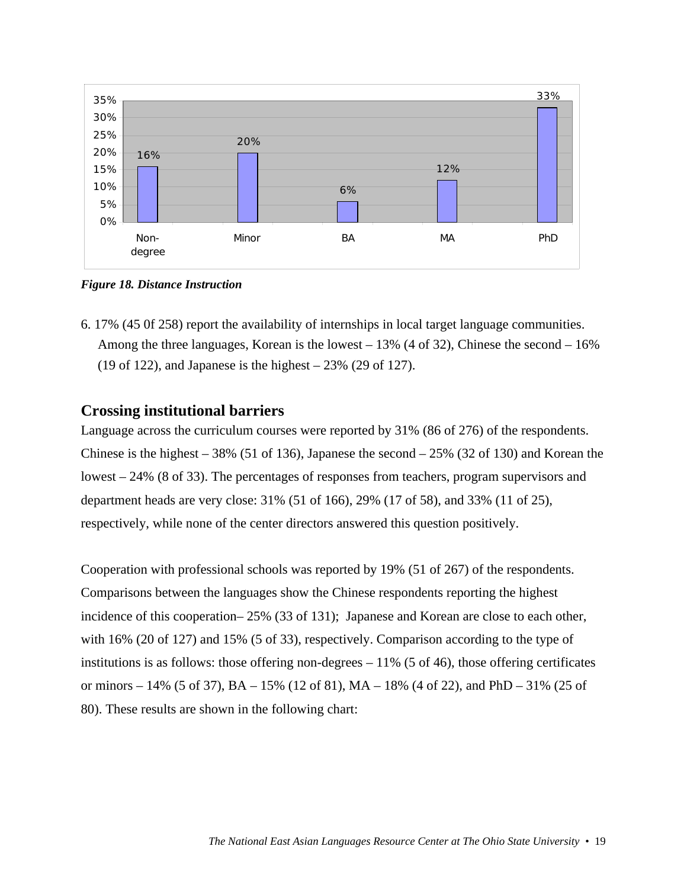| Non-degree | Minor | BA | MA | PhD |
|---|---|---|---|---|
| 16% | 20% | 6% | 12% | 33% |

***Figure 18. Distance Instruction***

6. 17% (45 0f 258) report the availability of internships in local target language communities. Among the three languages, Korean is the lowest – 13% (4 of 32), Chinese the second – 16% (19 of 122), and Japanese is the highest – 23% (29 of 127).

## Crossing institutional barriers

Language across the curriculum courses were reported by 31% (86 of 276) of the respondents. Chinese is the highest – 38% (51 of 136), Japanese the second – 25% (32 of 130) and Korean the lowest – 24% (8 of 33). The percentages of responses from teachers, program supervisors and department heads are very close: 31% (51 of 166), 29% (17 of 58), and 33% (11 of 25), respectively, while none of the center directors answered this question positively.

Cooperation with professional schools was reported by 19% (51 of 267) of the respondents. Comparisons between the languages show the Chinese respondents reporting the highest incidence of this cooperation– 25% (33 of 131); Japanese and Korean are close to each other, with 16% (20 of 127) and 15% (5 of 33), respectively. Comparison according to the type of institutions is as follows: those offering non-degrees – 11% (5 of 46), those offering certificates or minors – 14% (5 of 37), BA – 15% (12 of 81), MA – 18% (4 of 22), and PhD – 31% (25 of 80). These results are shown in the following chart: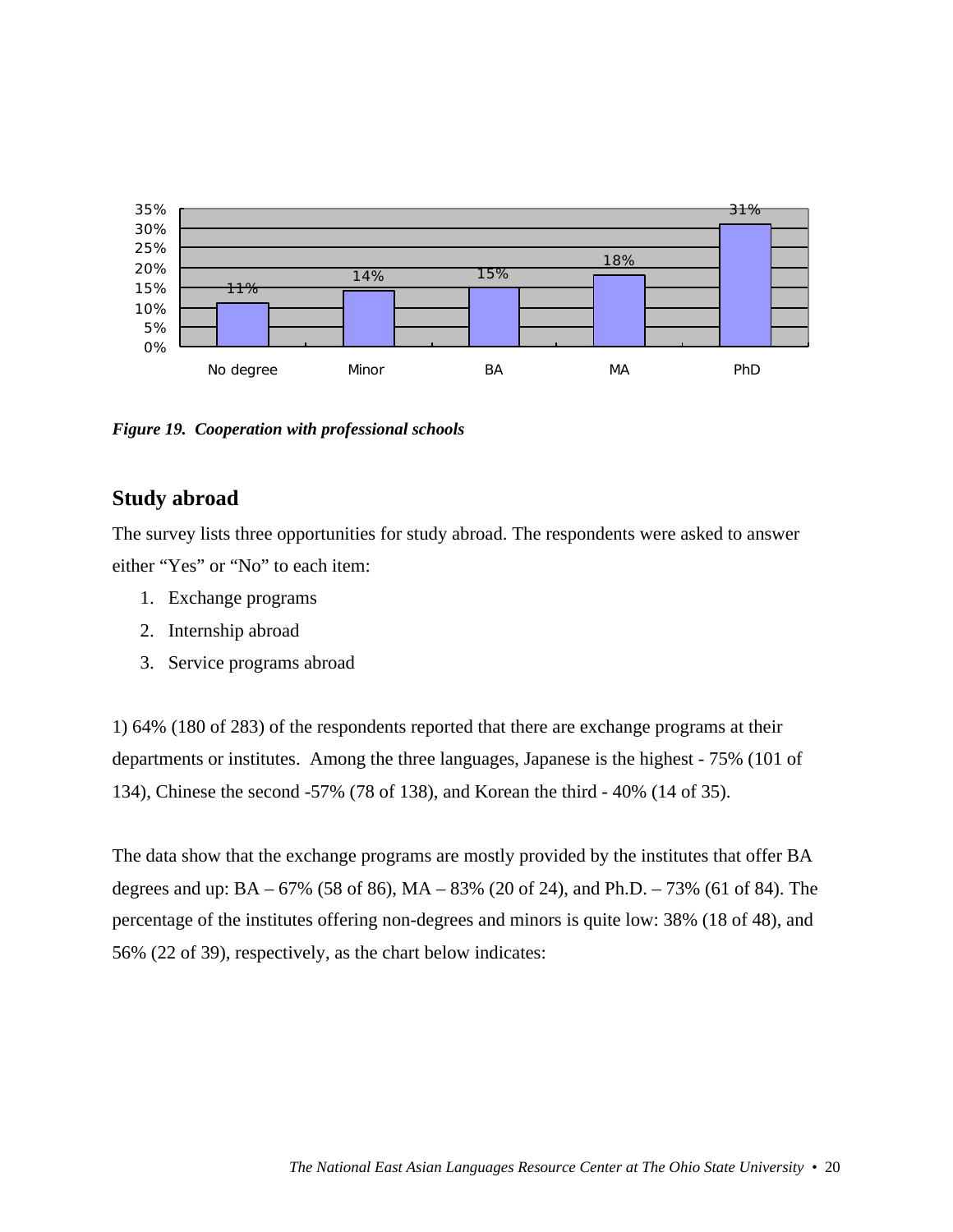| | No degree | Minor | BA | MA | PhD |
|---|---|---|---|---|---|
| % | 11% | 14% | 15% | 18% | 31% |

***Figure 19. Cooperation with professional schools***

## Study abroad

The survey lists three opportunities for study abroad. The respondents were asked to answer either "Yes" or "No" to each item:

1. Exchange programs
2. Internship abroad
3. Service programs abroad

1) 64% (180 of 283) of the respondents reported that there are exchange programs at their departments or institutes. Among the three languages, Japanese is the highest - 75% (101 of 134), Chinese the second -57% (78 of 138), and Korean the third - 40% (14 of 35).

The data show that the exchange programs are mostly provided by the institutes that offer BA degrees and up: BA – 67% (58 of 86), MA – 83% (20 of 24), and Ph.D. – 73% (61 of 84). The percentage of the institutes offering non-degrees and minors is quite low: 38% (18 of 48), and 56% (22 of 39), respectively, as the chart below indicates: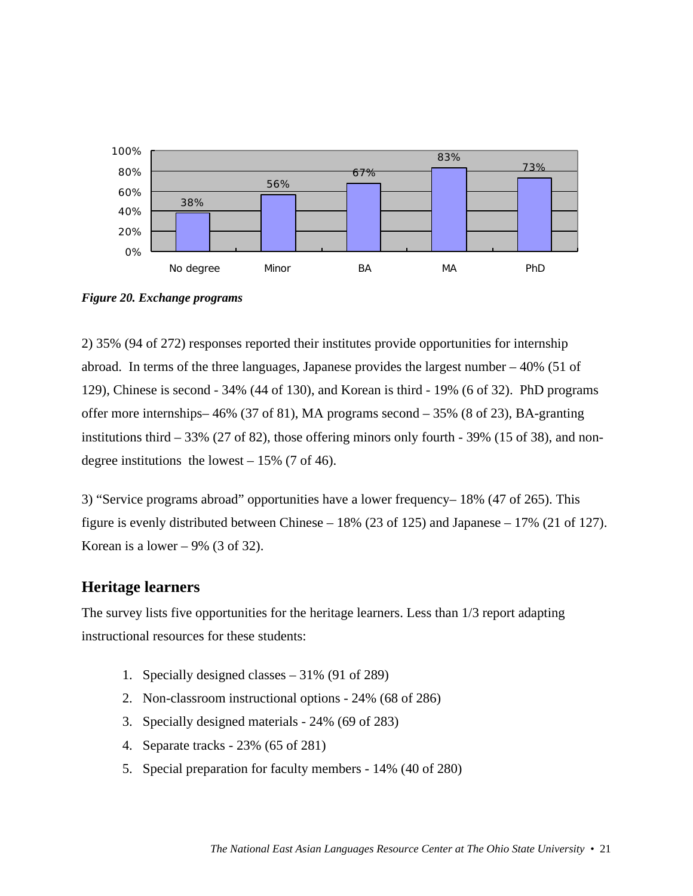| | No degree | Minor | BA | MA | PhD |
|---|---|---|---|---|---|
| Exchange programs | 38% | 56% | 67% | 83% | 73% |

***Figure 20. Exchange programs***

2) 35% (94 of 272) responses reported their institutes provide opportunities for internship abroad. In terms of the three languages, Japanese provides the largest number – 40% (51 of 129), Chinese is second - 34% (44 of 130), and Korean is third - 19% (6 of 32). PhD programs offer more internships– 46% (37 of 81), MA programs second – 35% (8 of 23), BA-granting institutions third – 33% (27 of 82), those offering minors only fourth - 39% (15 of 38), and non-degree institutions the lowest – 15% (7 of 46).

3) "Service programs abroad" opportunities have a lower frequency– 18% (47 of 265). This figure is evenly distributed between Chinese – 18% (23 of 125) and Japanese – 17% (21 of 127). Korean is a lower – 9% (3 of 32).

## Heritage learners

The survey lists five opportunities for the heritage learners. Less than 1/3 report adapting instructional resources for these students:

1. Specially designed classes – 31% (91 of 289)
2. Non-classroom instructional options - 24% (68 of 286)
3. Specially designed materials - 24% (69 of 283)
4. Separate tracks - 23% (65 of 281)
5. Special preparation for faculty members - 14% (40 of 280)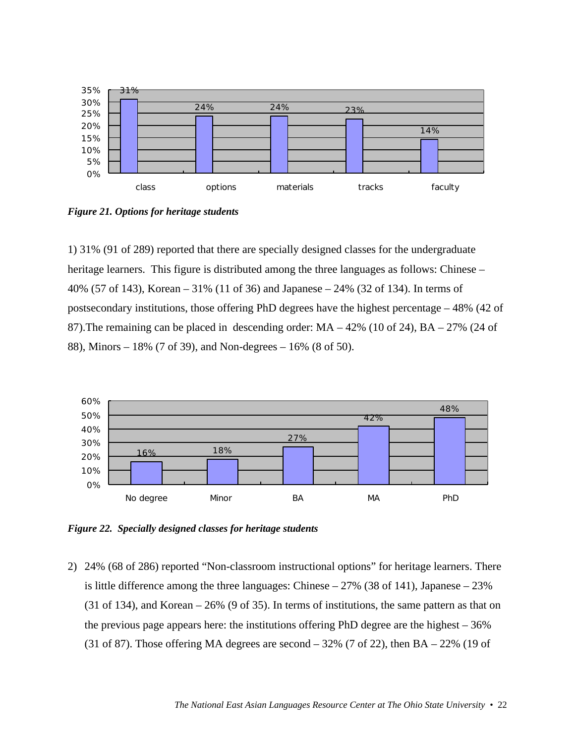*Figure 21. Options for heritage students*

1) 31% (91 of 289) reported that there are specially designed classes for the undergraduate heritage learners. This figure is distributed among the three languages as follows: Chinese – 40% (57 of 143), Korean – 31% (11 of 36) and Japanese – 24% (32 of 134). In terms of postsecondary institutions, those offering PhD degrees have the highest percentage – 48% (42 of 87).The remaining can be placed in descending order: MA – 42% (10 of 24), BA – 27% (24 of 88), Minors – 18% (7 of 39), and Non-degrees – 16% (8 of 50).

*Figure 22. Specially designed classes for heritage students*

2) 24% (68 of 286) reported "Non-classroom instructional options" for heritage learners. There is little difference among the three languages: Chinese – 27% (38 of 141), Japanese – 23% (31 of 134), and Korean – 26% (9 of 35). In terms of institutions, the same pattern as that on the previous page appears here: the institutions offering PhD degree are the highest – 36% (31 of 87). Those offering MA degrees are second – 32% (7 of 22), then BA – 22% (19 of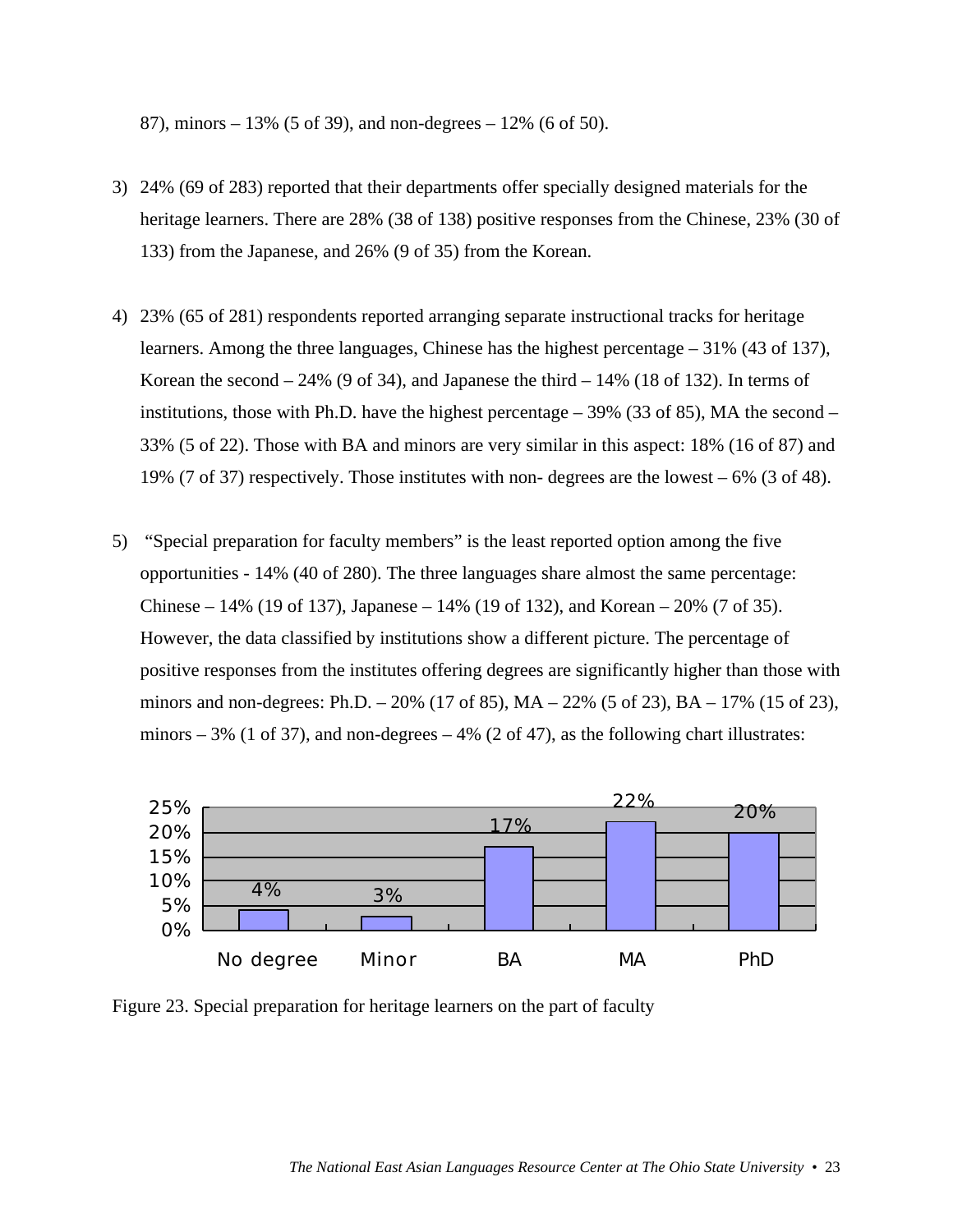87), minors – 13% (5 of 39), and non-degrees – 12% (6 of 50).

3) 24% (69 of 283) reported that their departments offer specially designed materials for the heritage learners. There are 28% (38 of 138) positive responses from the Chinese, 23% (30 of 133) from the Japanese, and 26% (9 of 35) from the Korean.

4) 23% (65 of 281) respondents reported arranging separate instructional tracks for heritage learners. Among the three languages, Chinese has the highest percentage – 31% (43 of 137), Korean the second – 24% (9 of 34), and Japanese the third – 14% (18 of 132). In terms of institutions, those with Ph.D. have the highest percentage – 39% (33 of 85), MA the second – 33% (5 of 22). Those with BA and minors are very similar in this aspect: 18% (16 of 87) and 19% (7 of 37) respectively. Those institutes with non- degrees are the lowest – 6% (3 of 48).

5) "Special preparation for faculty members" is the least reported option among the five opportunities - 14% (40 of 280). The three languages share almost the same percentage: Chinese – 14% (19 of 137), Japanese – 14% (19 of 132), and Korean – 20% (7 of 35). However, the data classified by institutions show a different picture. The percentage of positive responses from the institutes offering degrees are significantly higher than those with minors and non-degrees: Ph.D. – 20% (17 of 85), MA – 22% (5 of 23), BA – 17% (15 of 23), minors – 3% (1 of 37), and non-degrees – 4% (2 of 47), as the following chart illustrates:

| No degree | Minor | BA | MA | PhD |
| --- | --- | --- | --- | --- |
| 4% | 3% | 17% | 22% | 20% |

Figure 23. Special preparation for heritage learners on the part of faculty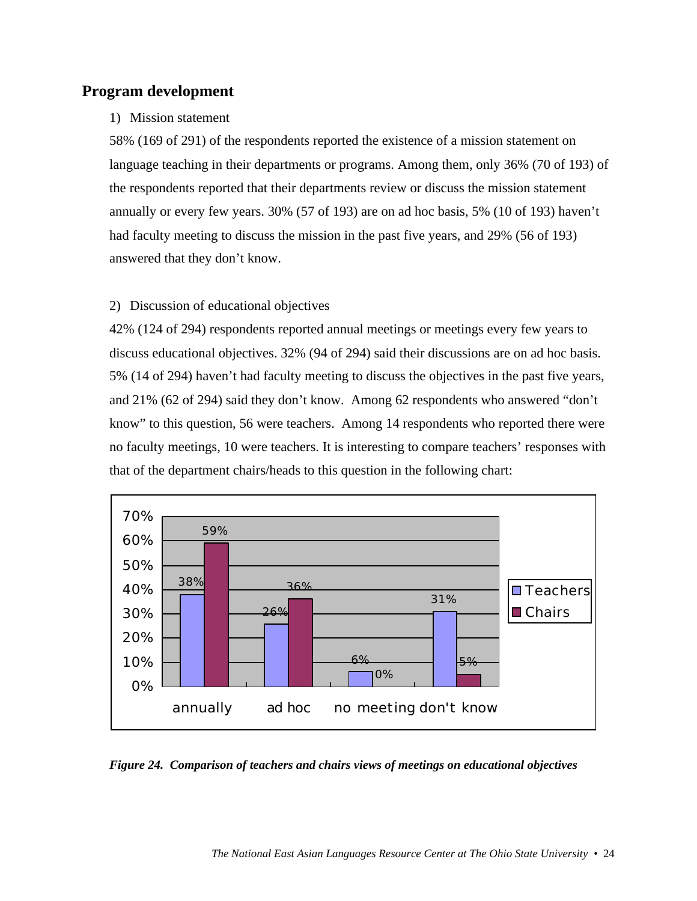## Program development

1) Mission statement

58% (169 of 291) of the respondents reported the existence of a mission statement on language teaching in their departments or programs. Among them, only 36% (70 of 193) of the respondents reported that their departments review or discuss the mission statement annually or every few years. 30% (57 of 193) are on ad hoc basis, 5% (10 of 193) haven't had faculty meeting to discuss the mission in the past five years, and 29% (56 of 193) answered that they don't know.

2) Discussion of educational objectives

42% (124 of 294) respondents reported annual meetings or meetings every few years to discuss educational objectives. 32% (94 of 294) said their discussions are on ad hoc basis. 5% (14 of 294) haven't had faculty meeting to discuss the objectives in the past five years, and 21% (62 of 294) said they don't know. Among 62 respondents who answered "don't know" to this question, 56 were teachers. Among 14 respondents who reported there were no faculty meetings, 10 were teachers. It is interesting to compare teachers' responses with that of the department chairs/heads to this question in the following chart:

| | annually | ad hoc | no meeting | don't know |
|---|---|---|---|---|
| Teachers | 38% | 26% | 6% | 31% |
| Chairs | 59% | 36% | 0% | 5% |

*Figure 24. Comparison of teachers and chairs views of meetings on educational objectives*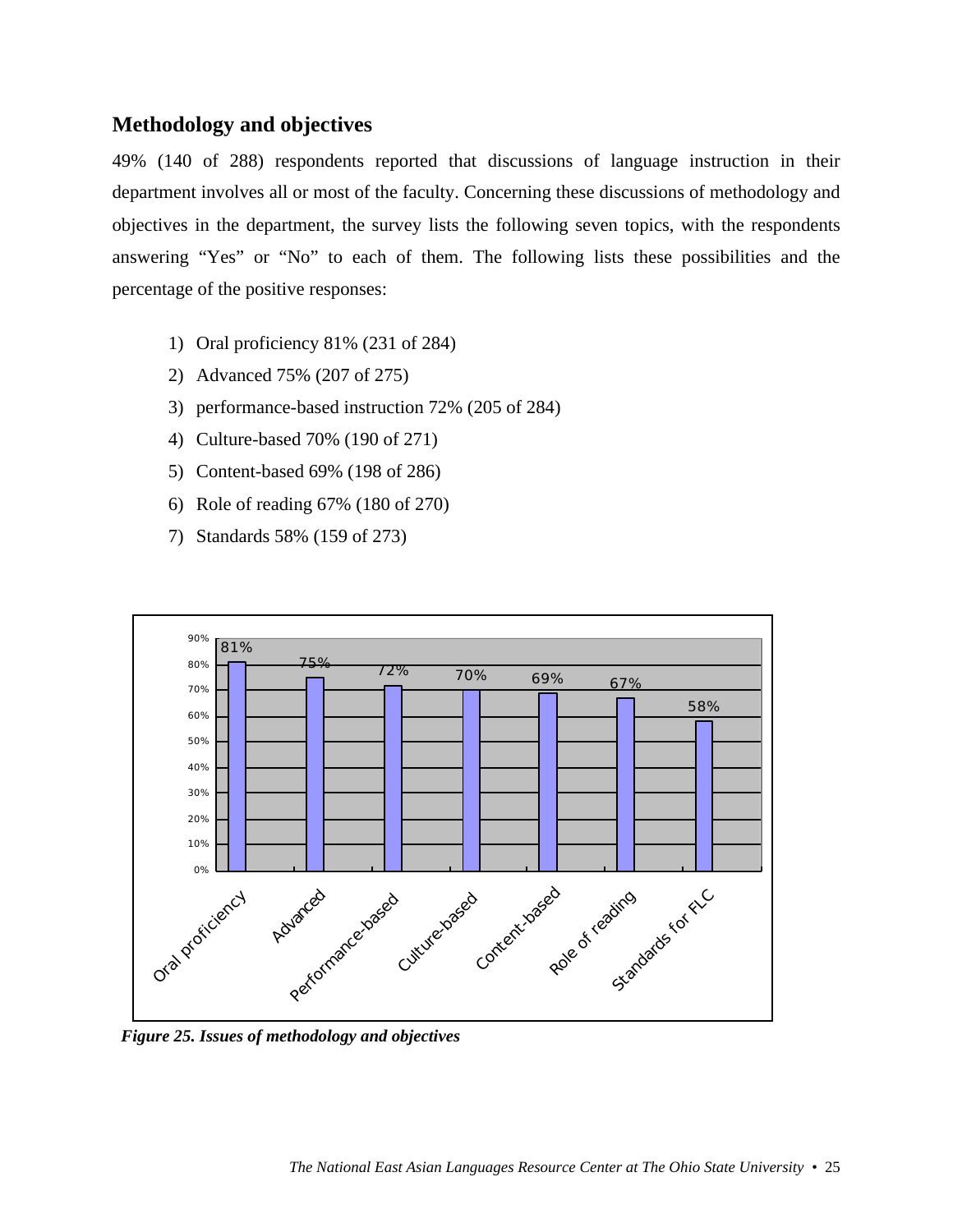## Methodology and objectives

49% (140 of 288) respondents reported that discussions of language instruction in their department involves all or most of the faculty. Concerning these discussions of methodology and objectives in the department, the survey lists the following seven topics, with the respondents answering "Yes" or "No" to each of them. The following lists these possibilities and the percentage of the positive responses:

1) Oral proficiency 81% (231 of 284)
2) Advanced 75% (207 of 275)
3) performance-based instruction 72% (205 of 284)
4) Culture-based 70% (190 of 271)
5) Content-based 69% (198 of 286)
6) Role of reading 67% (180 of 270)
7) Standards 58% (159 of 273)

| Category | Percentage |
|---|---|
| Oral proficiency | 81% |
| Advanced | 75% |
| Performance-based | 72% |
| Culture-based | 70% |
| Content-based | 69% |
| Role of reading | 67% |
| Standards for FLC | 58% |

*Figure 25. Issues of methodology and objectives*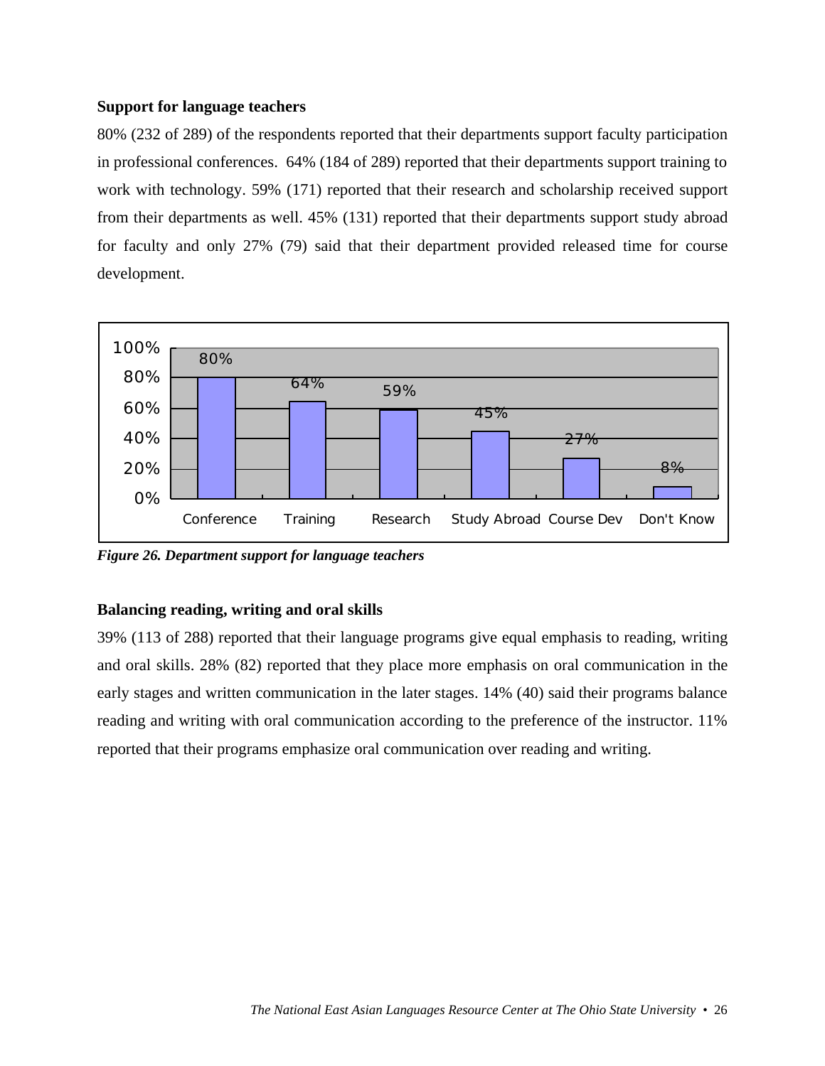### Support for language teachers

80% (232 of 289) of the respondents reported that their departments support faculty participation in professional conferences. 64% (184 of 289) reported that their departments support training to work with technology. 59% (171) reported that their research and scholarship received support from their departments as well. 45% (131) reported that their departments support study abroad for faculty and only 27% (79) said that their department provided released time for course development.

| Category | Percentage |
|---|---|
| Conference | 80% |
| Training | 64% |
| Research | 59% |
| Study Abroad | 45% |
| Course Dev | 27% |
| Don't Know | 8% |

*Figure 26. Department support for language teachers*

### Balancing reading, writing and oral skills

39% (113 of 288) reported that their language programs give equal emphasis to reading, writing and oral skills. 28% (82) reported that they place more emphasis on oral communication in the early stages and written communication in the later stages. 14% (40) said their programs balance reading and writing with oral communication according to the preference of the instructor. 11% reported that their programs emphasize oral communication over reading and writing.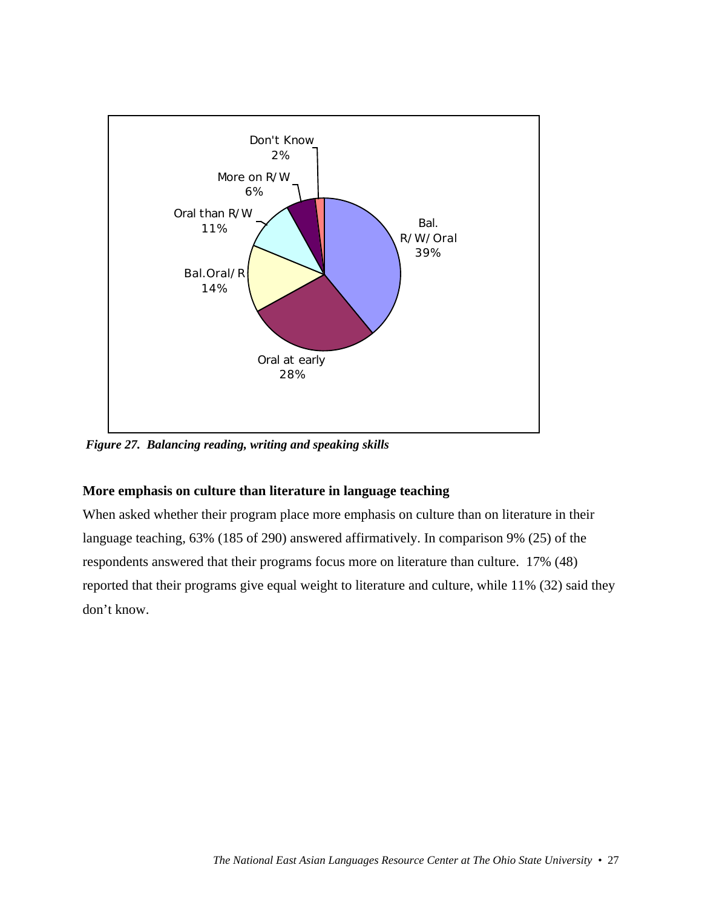*Figure 27. Balancing reading, writing and speaking skills*

**More emphasis on culture than literature in language teaching**

When asked whether their program place more emphasis on culture than on literature in their language teaching, 63% (185 of 290) answered affirmatively. In comparison 9% (25) of the respondents answered that their programs focus more on literature than culture. 17% (48) reported that their programs give equal weight to literature and culture, while 11% (32) said they don't know.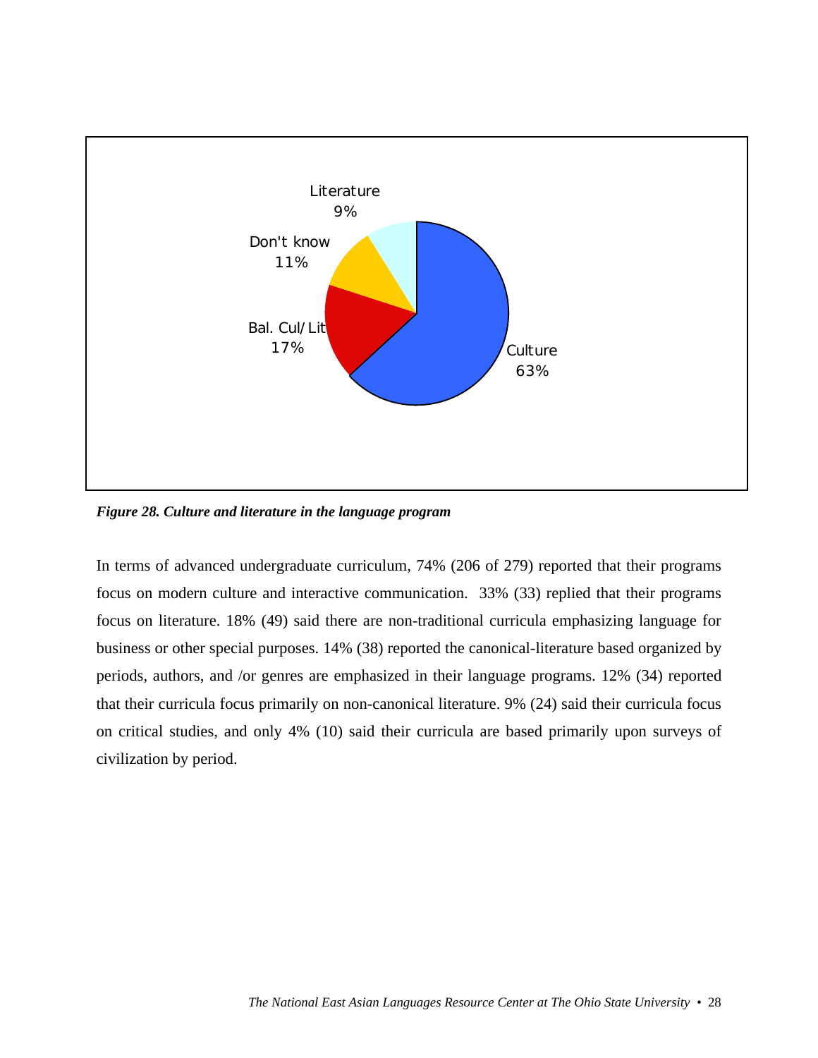*Figure 28. Culture and literature in the language program*

In terms of advanced undergraduate curriculum, 74% (206 of 279) reported that their programs focus on modern culture and interactive communication. 33% (33) replied that their programs focus on literature. 18% (49) said there are non-traditional curricula emphasizing language for business or other special purposes. 14% (38) reported the canonical-literature based organized by periods, authors, and /or genres are emphasized in their language programs. 12% (34) reported that their curricula focus primarily on non-canonical literature. 9% (24) said their curricula focus on critical studies, and only 4% (10) said their curricula are based primarily upon surveys of civilization by period.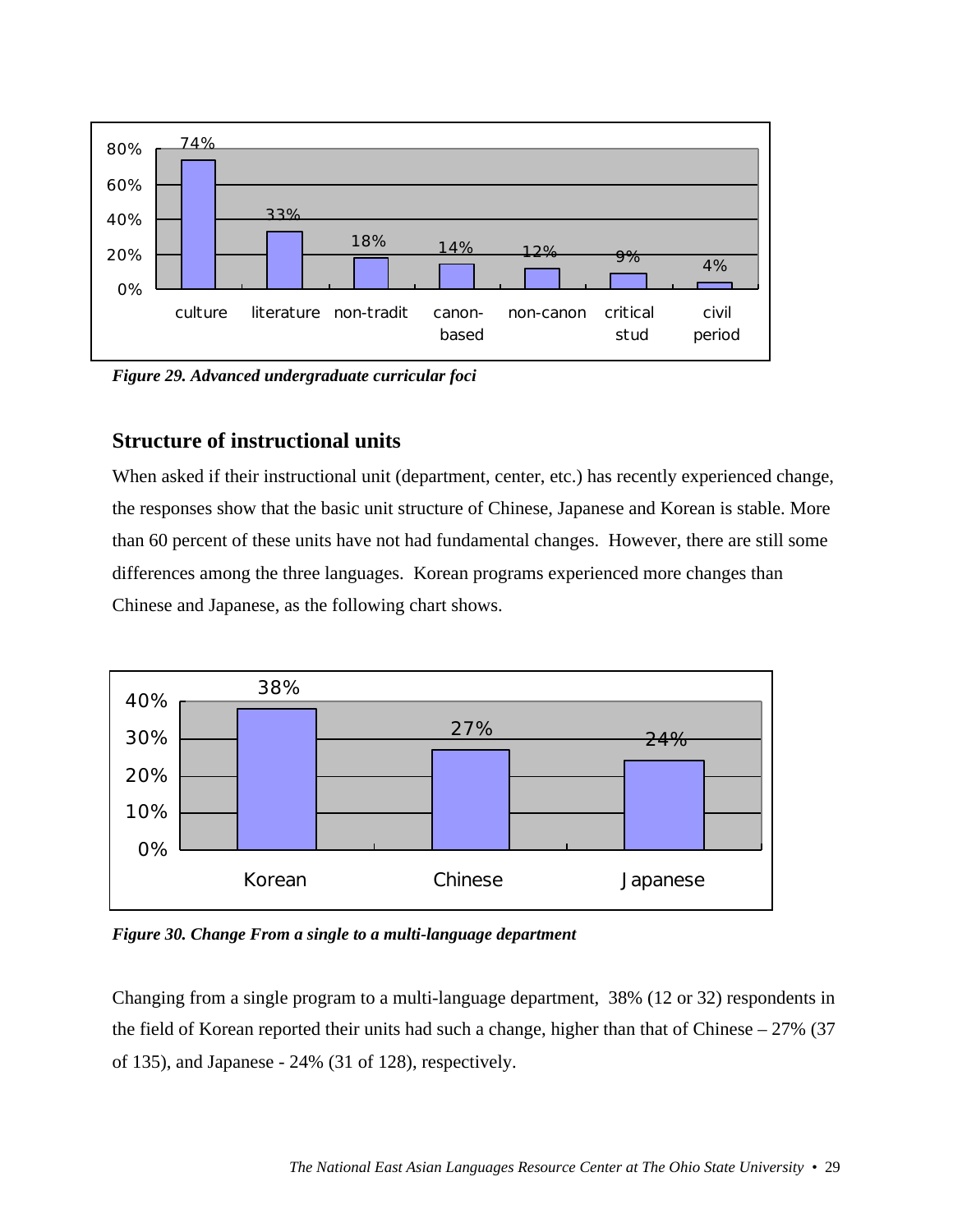| culture | literature | non-tradit | canon-based | non-canon | critical stud | civil period |
|---|---|---|---|---|---|---|
| 74% | 33% | 18% | 14% | 12% | 9% | 4% |

*Figure 29. Advanced undergraduate curricular foci*

## Structure of instructional units

When asked if their instructional unit (department, center, etc.) has recently experienced change, the responses show that the basic unit structure of Chinese, Japanese and Korean is stable. More than 60 percent of these units have not had fundamental changes. However, there are still some differences among the three languages. Korean programs experienced more changes than Chinese and Japanese, as the following chart shows.

| Korean | Chinese | Japanese |
|---|---|---|
| 38% | 27% | 24% |

*Figure 30. Change From a single to a multi-language department*

Changing from a single program to a multi-language department, 38% (12 or 32) respondents in the field of Korean reported their units had such a change, higher than that of Chinese – 27% (37 of 135), and Japanese - 24% (31 of 128), respectively.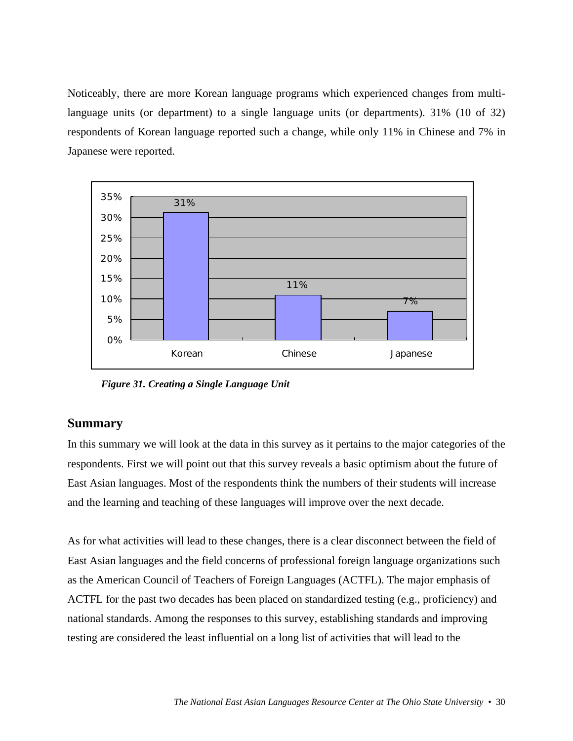Noticeably, there are more Korean language programs which experienced changes from multi-language units (or department) to a single language units (or departments). 31% (10 of 32) respondents of Korean language reported such a change, while only 11% in Chinese and 7% in Japanese were reported.

*Figure 31. Creating a Single Language Unit*

## Summary

In this summary we will look at the data in this survey as it pertains to the major categories of the respondents. First we will point out that this survey reveals a basic optimism about the future of East Asian languages. Most of the respondents think the numbers of their students will increase and the learning and teaching of these languages will improve over the next decade.

As for what activities will lead to these changes, there is a clear disconnect between the field of East Asian languages and the field concerns of professional foreign language organizations such as the American Council of Teachers of Foreign Languages (ACTFL). The major emphasis of ACTFL for the past two decades has been placed on standardized testing (e.g., proficiency) and national standards. Among the responses to this survey, establishing standards and improving testing are considered the least influential on a long list of activities that will lead to the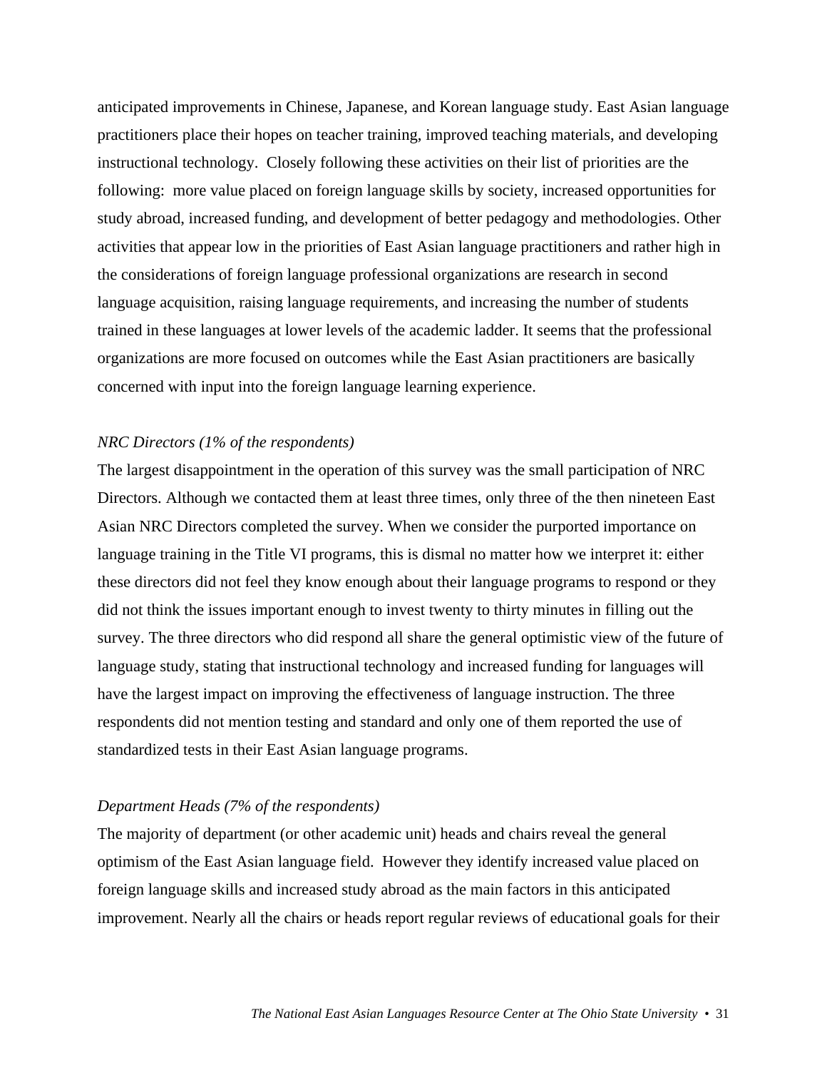anticipated improvements in Chinese, Japanese, and Korean language study. East Asian language practitioners place their hopes on teacher training, improved teaching materials, and developing instructional technology. Closely following these activities on their list of priorities are the following: more value placed on foreign language skills by society, increased opportunities for study abroad, increased funding, and development of better pedagogy and methodologies. Other activities that appear low in the priorities of East Asian language practitioners and rather high in the considerations of foreign language professional organizations are research in second language acquisition, raising language requirements, and increasing the number of students trained in these languages at lower levels of the academic ladder. It seems that the professional organizations are more focused on outcomes while the East Asian practitioners are basically concerned with input into the foreign language learning experience.

*NRC Directors (1% of the respondents)*

The largest disappointment in the operation of this survey was the small participation of NRC Directors. Although we contacted them at least three times, only three of the then nineteen East Asian NRC Directors completed the survey. When we consider the purported importance on language training in the Title VI programs, this is dismal no matter how we interpret it: either these directors did not feel they know enough about their language programs to respond or they did not think the issues important enough to invest twenty to thirty minutes in filling out the survey. The three directors who did respond all share the general optimistic view of the future of language study, stating that instructional technology and increased funding for languages will have the largest impact on improving the effectiveness of language instruction. The three respondents did not mention testing and standard and only one of them reported the use of standardized tests in their East Asian language programs.

*Department Heads (7% of the respondents)*

The majority of department (or other academic unit) heads and chairs reveal the general optimism of the East Asian language field. However they identify increased value placed on foreign language skills and increased study abroad as the main factors in this anticipated improvement. Nearly all the chairs or heads report regular reviews of educational goals for their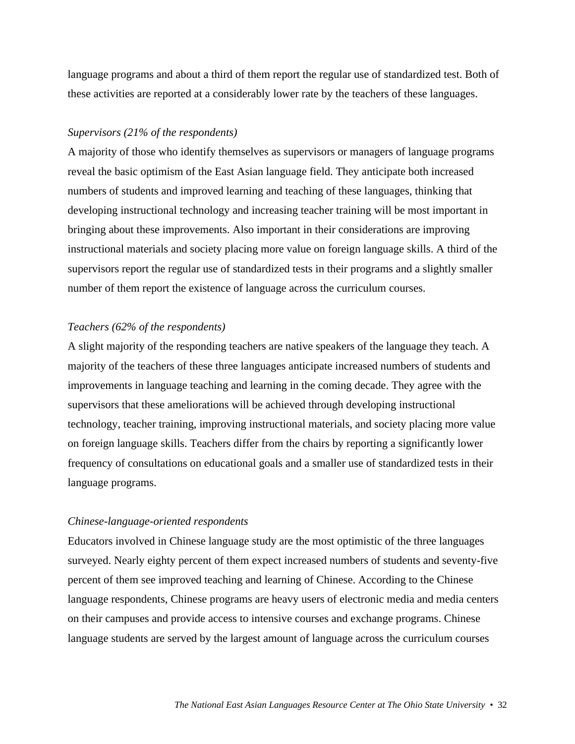language programs and about a third of them report the regular use of standardized test. Both of these activities are reported at a considerably lower rate by the teachers of these languages.

*Supervisors (21% of the respondents)*

A majority of those who identify themselves as supervisors or managers of language programs reveal the basic optimism of the East Asian language field. They anticipate both increased numbers of students and improved learning and teaching of these languages, thinking that developing instructional technology and increasing teacher training will be most important in bringing about these improvements. Also important in their considerations are improving instructional materials and society placing more value on foreign language skills. A third of the supervisors report the regular use of standardized tests in their programs and a slightly smaller number of them report the existence of language across the curriculum courses.

*Teachers (62% of the respondents)*

A slight majority of the responding teachers are native speakers of the language they teach. A majority of the teachers of these three languages anticipate increased numbers of students and improvements in language teaching and learning in the coming decade. They agree with the supervisors that these ameliorations will be achieved through developing instructional technology, teacher training, improving instructional materials, and society placing more value on foreign language skills. Teachers differ from the chairs by reporting a significantly lower frequency of consultations on educational goals and a smaller use of standardized tests in their language programs.

*Chinese-language-oriented respondents*

Educators involved in Chinese language study are the most optimistic of the three languages surveyed. Nearly eighty percent of them expect increased numbers of students and seventy-five percent of them see improved teaching and learning of Chinese. According to the Chinese language respondents, Chinese programs are heavy users of electronic media and media centers on their campuses and provide access to intensive courses and exchange programs. Chinese language students are served by the largest amount of language across the curriculum courses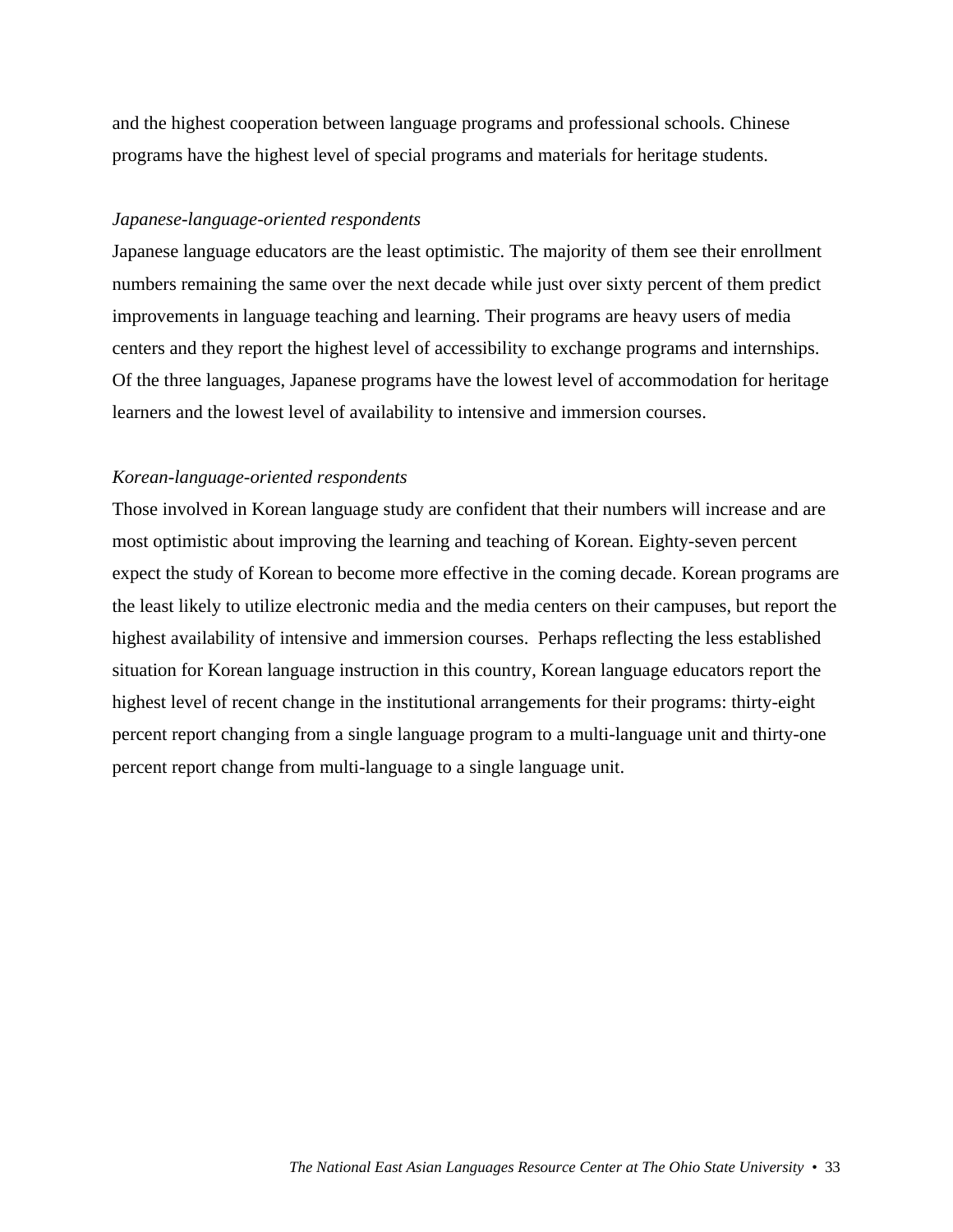and the highest cooperation between language programs and professional schools. Chinese programs have the highest level of special programs and materials for heritage students.

*Japanese-language-oriented respondents*

Japanese language educators are the least optimistic. The majority of them see their enrollment numbers remaining the same over the next decade while just over sixty percent of them predict improvements in language teaching and learning. Their programs are heavy users of media centers and they report the highest level of accessibility to exchange programs and internships. Of the three languages, Japanese programs have the lowest level of accommodation for heritage learners and the lowest level of availability to intensive and immersion courses.

*Korean-language-oriented respondents*

Those involved in Korean language study are confident that their numbers will increase and are most optimistic about improving the learning and teaching of Korean. Eighty-seven percent expect the study of Korean to become more effective in the coming decade. Korean programs are the least likely to utilize electronic media and the media centers on their campuses, but report the highest availability of intensive and immersion courses. Perhaps reflecting the less established situation for Korean language instruction in this country, Korean language educators report the highest level of recent change in the institutional arrangements for their programs: thirty-eight percent report changing from a single language program to a multi-language unit and thirty-one percent report change from multi-language to a single language unit.